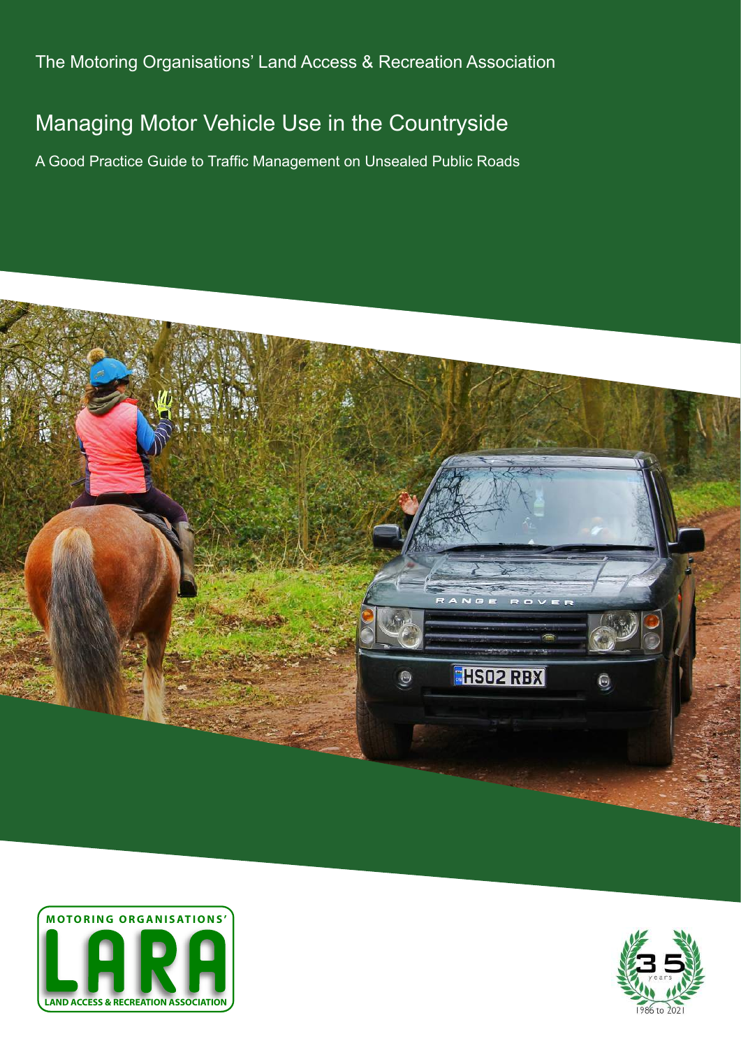The Motoring Organisations' Land Access & Recreation Association

# Managing Motor Vehicle Use in the Countryside

## A Good Practice Guide to Traffic Management on Unsealed Public Roads

MOTORING ORGANISATIONS'
LARA
LAND ACCESS & RECREATION ASSOCIATION

35 years
1986 to 2021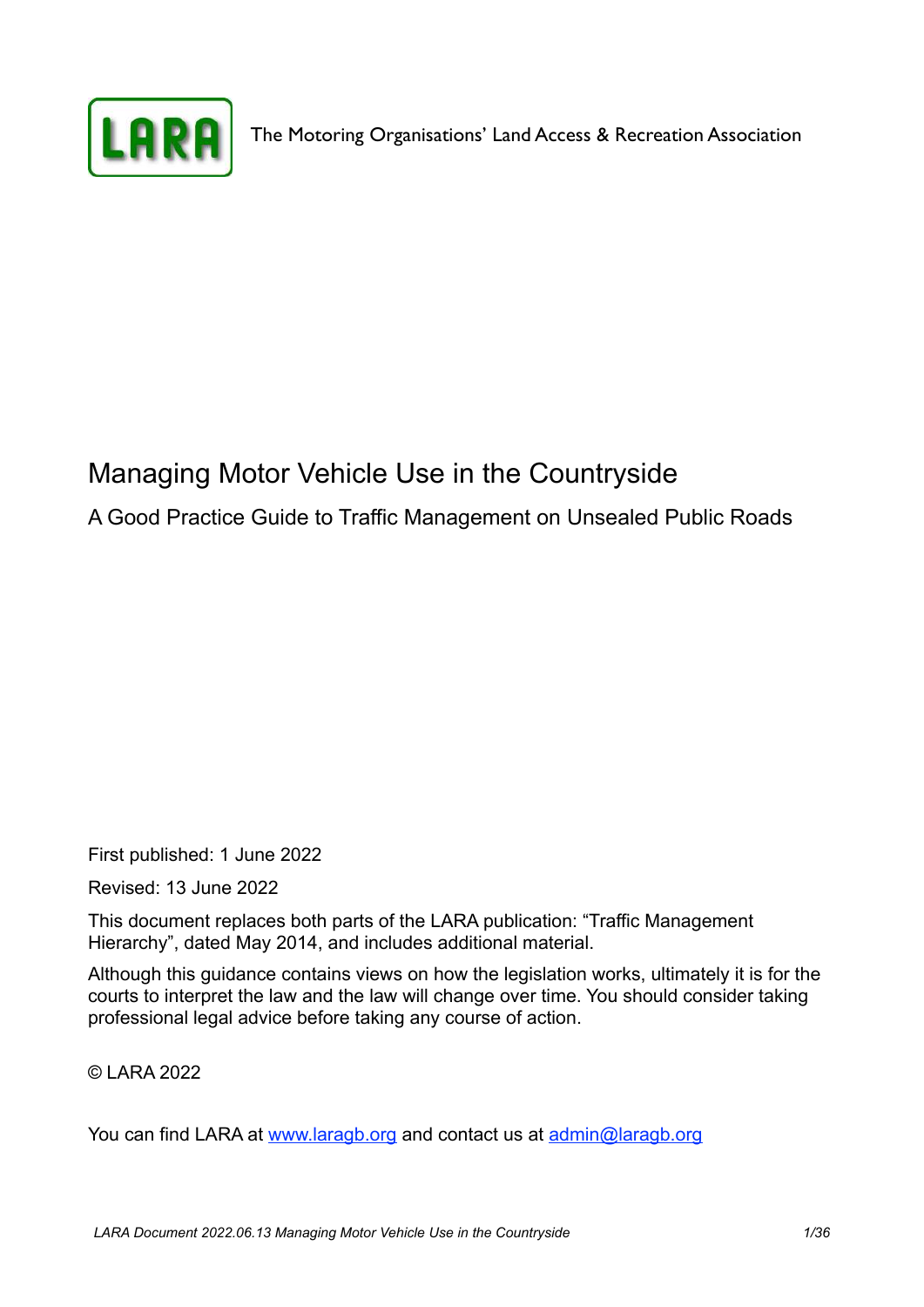LARA

The Motoring Organisations' Land Access & Recreation Association

# Managing Motor Vehicle Use in the Countryside

## A Good Practice Guide to Traffic Management on Unsealed Public Roads

First published: 1 June 2022

Revised: 13 June 2022

This document replaces both parts of the LARA publication: "Traffic Management Hierarchy", dated May 2014, and includes additional material.

Although this guidance contains views on how the legislation works, ultimately it is for the courts to interpret the law and the law will change over time. You should consider taking professional legal advice before taking any course of action.

© LARA 2022

You can find LARA at [www.laragb.org](http://www.laragb.org) and contact us at [admin@laragb.org](mailto:admin@laragb.org)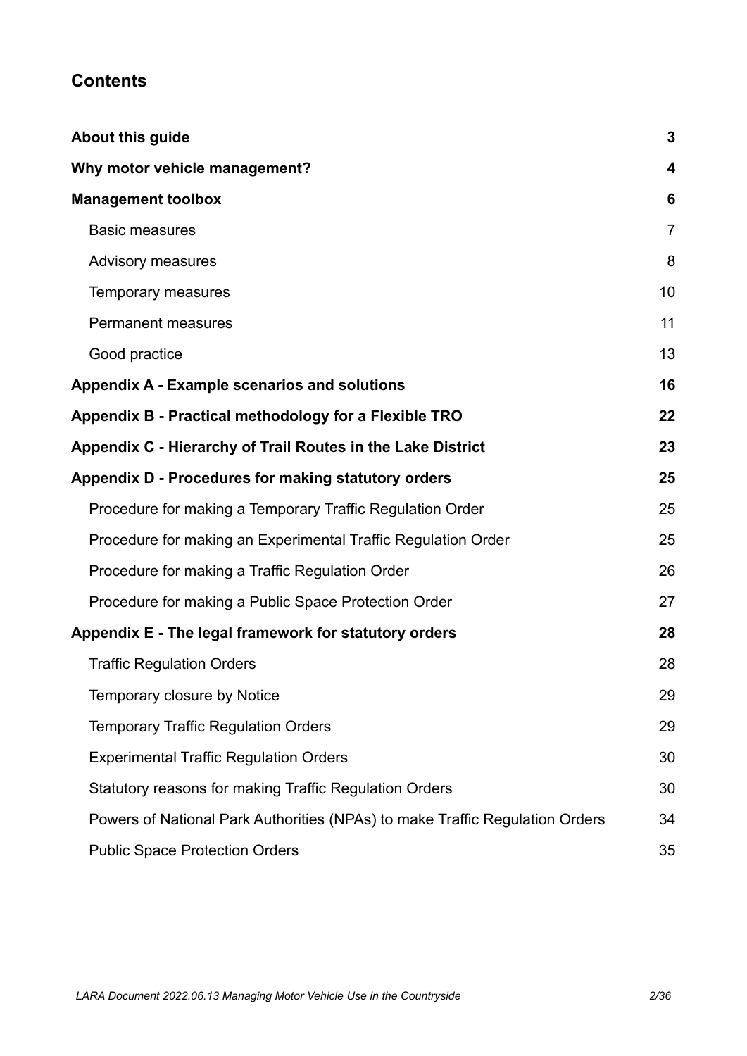## Contents

| | |
|---|---|
| **About this guide** | **3** |
| **Why motor vehicle management?** | **4** |
| **Management toolbox** | **6** |
| Basic measures | 7 |
| Advisory measures | 8 |
| Temporary measures | 10 |
| Permanent measures | 11 |
| Good practice | 13 |
| **Appendix A - Example scenarios and solutions** | **16** |
| **Appendix B - Practical methodology for a Flexible TRO** | **22** |
| **Appendix C - Hierarchy of Trail Routes in the Lake District** | **23** |
| **Appendix D - Procedures for making statutory orders** | **25** |
| Procedure for making a Temporary Traffic Regulation Order | 25 |
| Procedure for making an Experimental Traffic Regulation Order | 25 |
| Procedure for making a Traffic Regulation Order | 26 |
| Procedure for making a Public Space Protection Order | 27 |
| **Appendix E - The legal framework for statutory orders** | **28** |
| Traffic Regulation Orders | 28 |
| Temporary closure by Notice | 29 |
| Temporary Traffic Regulation Orders | 29 |
| Experimental Traffic Regulation Orders | 30 |
| Statutory reasons for making Traffic Regulation Orders | 30 |
| Powers of National Park Authorities (NPAs) to make Traffic Regulation Orders | 34 |
| Public Space Protection Orders | 35 |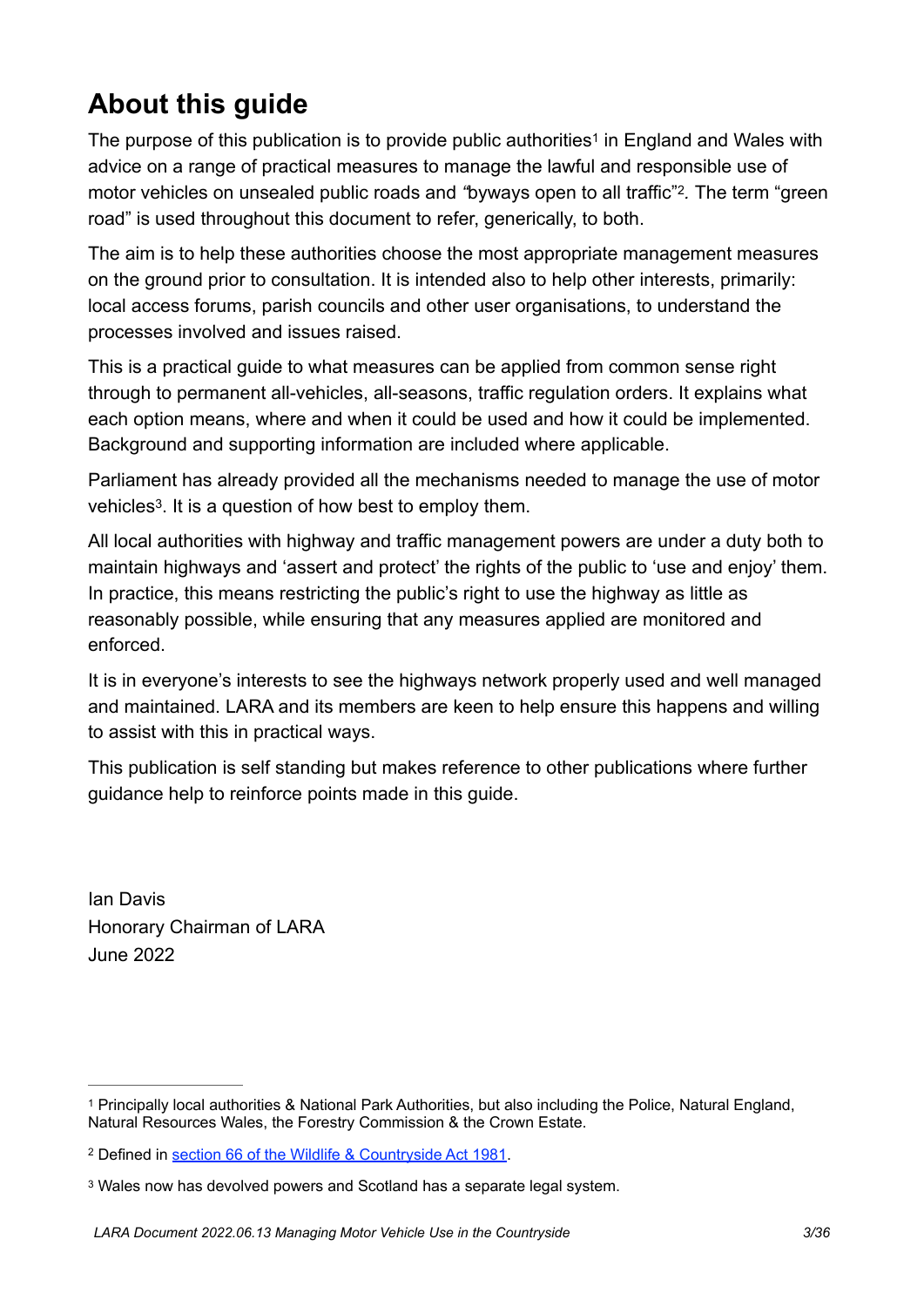# About this guide

The purpose of this publication is to provide public authorities[1] in England and Wales with advice on a range of practical measures to manage the lawful and responsible use of motor vehicles on unsealed public roads and "byways open to all traffic"[2]. The term "green road" is used throughout this document to refer, generically, to both.

The aim is to help these authorities choose the most appropriate management measures on the ground prior to consultation. It is intended also to help other interests, primarily: local access forums, parish councils and other user organisations, to understand the processes involved and issues raised.

This is a practical guide to what measures can be applied from common sense right through to permanent all-vehicles, all-seasons, traffic regulation orders. It explains what each option means, where and when it could be used and how it could be implemented. Background and supporting information are included where applicable.

Parliament has already provided all the mechanisms needed to manage the use of motor vehicles[3]. It is a question of how best to employ them.

All local authorities with highway and traffic management powers are under a duty both to maintain highways and 'assert and protect' the rights of the public to 'use and enjoy' them. In practice, this means restricting the public's right to use the highway as little as reasonably possible, while ensuring that any measures applied are monitored and enforced.

It is in everyone's interests to see the highways network properly used and well managed and maintained. LARA and its members are keen to help ensure this happens and willing to assist with this in practical ways.

This publication is self standing but makes reference to other publications where further guidance help to reinforce points made in this guide.

Ian Davis
Honorary Chairman of LARA
June 2022

---

[1] Principally local authorities & National Park Authorities, but also including the Police, Natural England, Natural Resources Wales, the Forestry Commission & the Crown Estate.

[2] Defined in section 66 of the Wildlife & Countryside Act 1981.

[3] Wales now has devolved powers and Scotland has a separate legal system.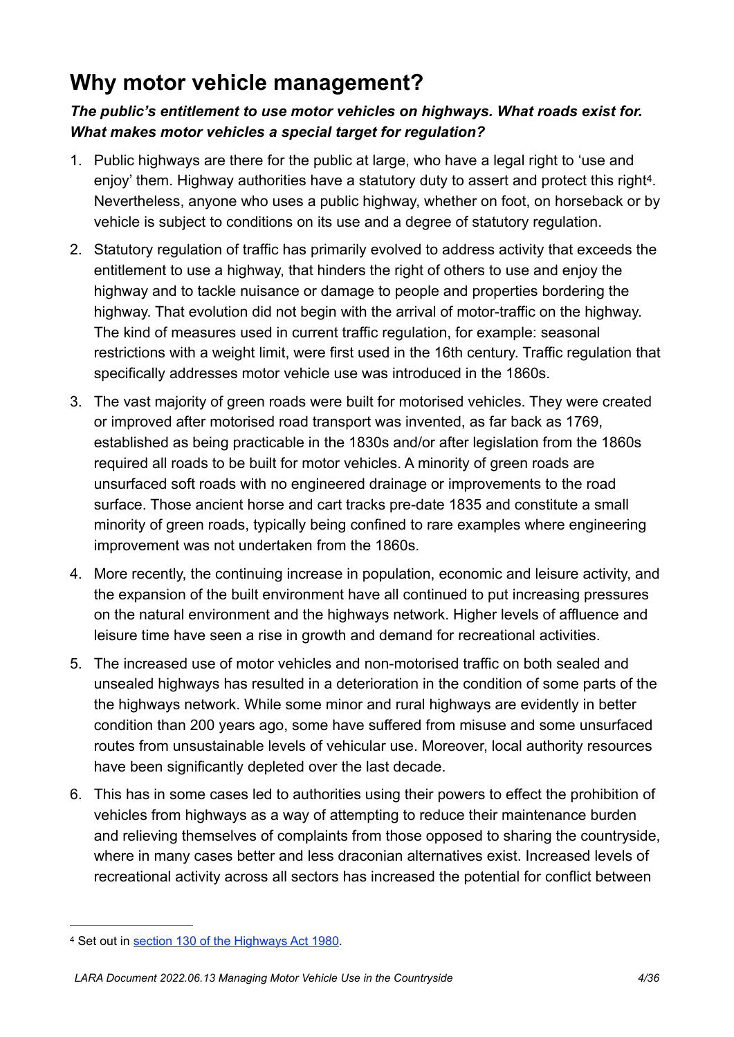## Why motor vehicle management?

***The public's entitlement to use motor vehicles on highways. What roads exist for. What makes motor vehicles a special target for regulation?***

1. Public highways are there for the public at large, who have a legal right to 'use and enjoy' them. Highway authorities have a statutory duty to assert and protect this right[4]. Nevertheless, anyone who uses a public highway, whether on foot, on horseback or by vehicle is subject to conditions on its use and a degree of statutory regulation.

2. Statutory regulation of traffic has primarily evolved to address activity that exceeds the entitlement to use a highway, that hinders the right of others to use and enjoy the highway and to tackle nuisance or damage to people and properties bordering the highway. That evolution did not begin with the arrival of motor-traffic on the highway. The kind of measures used in current traffic regulation, for example: seasonal restrictions with a weight limit, were first used in the 16th century. Traffic regulation that specifically addresses motor vehicle use was introduced in the 1860s.

3. The vast majority of green roads were built for motorised vehicles. They were created or improved after motorised road transport was invented, as far back as 1769, established as being practicable in the 1830s and/or after legislation from the 1860s required all roads to be built for motor vehicles. A minority of green roads are unsurfaced soft roads with no engineered drainage or improvements to the road surface. Those ancient horse and cart tracks pre-date 1835 and constitute a small minority of green roads, typically being confined to rare examples where engineering improvement was not undertaken from the 1860s.

4. More recently, the continuing increase in population, economic and leisure activity, and the expansion of the built environment have all continued to put increasing pressures on the natural environment and the highways network. Higher levels of affluence and leisure time have seen a rise in growth and demand for recreational activities.

5. The increased use of motor vehicles and non-motorised traffic on both sealed and unsealed highways has resulted in a deterioration in the condition of some parts of the the highways network. While some minor and rural highways are evidently in better condition than 200 years ago, some have suffered from misuse and some unsurfaced routes from unsustainable levels of vehicular use. Moreover, local authority resources have been significantly depleted over the last decade.

6. This has in some cases led to authorities using their powers to effect the prohibition of vehicles from highways as a way of attempting to reduce their maintenance burden and relieving themselves of complaints from those opposed to sharing the countryside, where in many cases better and less draconian alternatives exist. Increased levels of recreational activity across all sectors has increased the potential for conflict between

---

[4] Set out in section 130 of the Highways Act 1980.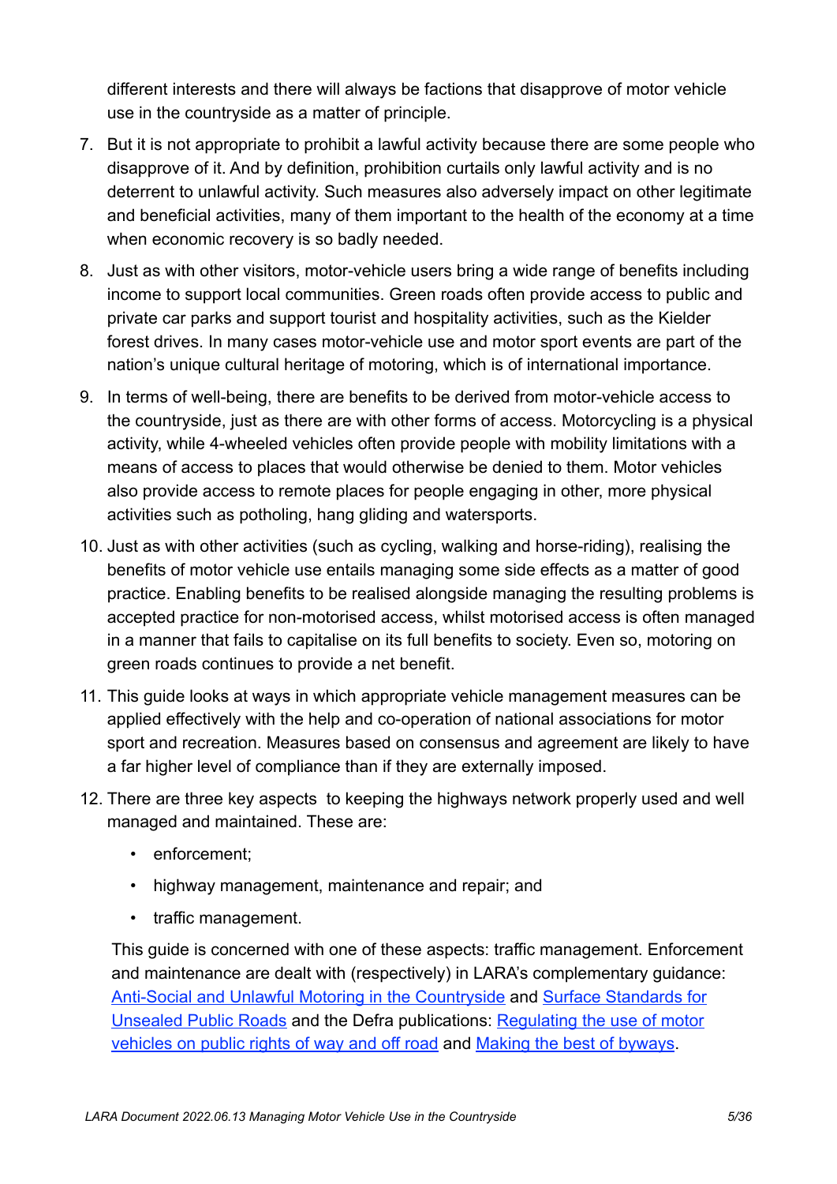different interests and there will always be factions that disapprove of motor vehicle use in the countryside as a matter of principle.

7. But it is not appropriate to prohibit a lawful activity because there are some people who disapprove of it. And by definition, prohibition curtails only lawful activity and is no deterrent to unlawful activity. Such measures also adversely impact on other legitimate and beneficial activities, many of them important to the health of the economy at a time when economic recovery is so badly needed.
8. Just as with other visitors, motor-vehicle users bring a wide range of benefits including income to support local communities. Green roads often provide access to public and private car parks and support tourist and hospitality activities, such as the Kielder forest drives. In many cases motor-vehicle use and motor sport events are part of the nation's unique cultural heritage of motoring, which is of international importance.
9. In terms of well-being, there are benefits to be derived from motor-vehicle access to the countryside, just as there are with other forms of access. Motorcycling is a physical activity, while 4-wheeled vehicles often provide people with mobility limitations with a means of access to places that would otherwise be denied to them. Motor vehicles also provide access to remote places for people engaging in other, more physical activities such as potholing, hang gliding and watersports.
10. Just as with other activities (such as cycling, walking and horse-riding), realising the benefits of motor vehicle use entails managing some side effects as a matter of good practice. Enabling benefits to be realised alongside managing the resulting problems is accepted practice for non-motorised access, whilst motorised access is often managed in a manner that fails to capitalise on its full benefits to society. Even so, motoring on green roads continues to provide a net benefit.
11. This guide looks at ways in which appropriate vehicle management measures can be applied effectively with the help and co-operation of national associations for motor sport and recreation. Measures based on consensus and agreement are likely to have a far higher level of compliance than if they are externally imposed.
12. There are three key aspects to keeping the highways network properly used and well managed and maintained. These are:
    - enforcement;
    - highway management, maintenance and repair; and
    - traffic management.

    This guide is concerned with one of these aspects: traffic management. Enforcement and maintenance are dealt with (respectively) in LARA's complementary guidance: Anti-Social and Unlawful Motoring in the Countryside and Surface Standards for Unsealed Public Roads and the Defra publications: Regulating the use of motor vehicles on public rights of way and off road and Making the best of byways.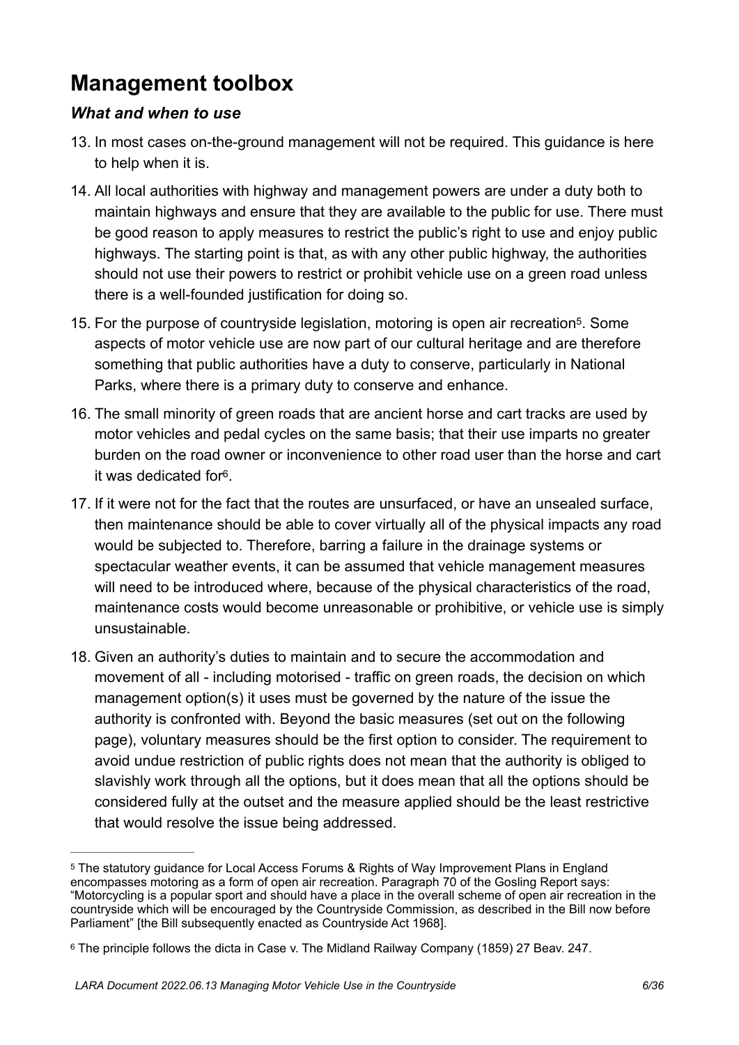# Management toolbox

### *What and when to use*

13. In most cases on-the-ground management will not be required. This guidance is here to help when it is.

14. All local authorities with highway and management powers are under a duty both to maintain highways and ensure that they are available to the public for use. There must be good reason to apply measures to restrict the public's right to use and enjoy public highways. The starting point is that, as with any other public highway, the authorities should not use their powers to restrict or prohibit vehicle use on a green road unless there is a well-founded justification for doing so.

15. For the purpose of countryside legislation, motoring is open air recreation[5]. Some aspects of motor vehicle use are now part of our cultural heritage and are therefore something that public authorities have a duty to conserve, particularly in National Parks, where there is a primary duty to conserve and enhance.

16. The small minority of green roads that are ancient horse and cart tracks are used by motor vehicles and pedal cycles on the same basis; that their use imparts no greater burden on the road owner or inconvenience to other road user than the horse and cart it was dedicated for[6].

17. If it were not for the fact that the routes are unsurfaced, or have an unsealed surface, then maintenance should be able to cover virtually all of the physical impacts any road would be subjected to. Therefore, barring a failure in the drainage systems or spectacular weather events, it can be assumed that vehicle management measures will need to be introduced where, because of the physical characteristics of the road, maintenance costs would become unreasonable or prohibitive, or vehicle use is simply unsustainable.

18. Given an authority's duties to maintain and to secure the accommodation and movement of all - including motorised - traffic on green roads, the decision on which management option(s) it uses must be governed by the nature of the issue the authority is confronted with. Beyond the basic measures (set out on the following page), voluntary measures should be the first option to consider. The requirement to avoid undue restriction of public rights does not mean that the authority is obliged to slavishly work through all the options, but it does mean that all the options should be considered fully at the outset and the measure applied should be the least restrictive that would resolve the issue being addressed.

---

[5] The statutory guidance for Local Access Forums & Rights of Way Improvement Plans in England encompasses motoring as a form of open air recreation. Paragraph 70 of the Gosling Report says: "Motorcycling is a popular sport and should have a place in the overall scheme of open air recreation in the countryside which will be encouraged by the Countryside Commission, as described in the Bill now before Parliament" [the Bill subsequently enacted as Countryside Act 1968].

[6] The principle follows the dicta in Case v. The Midland Railway Company (1859) 27 Beav. 247.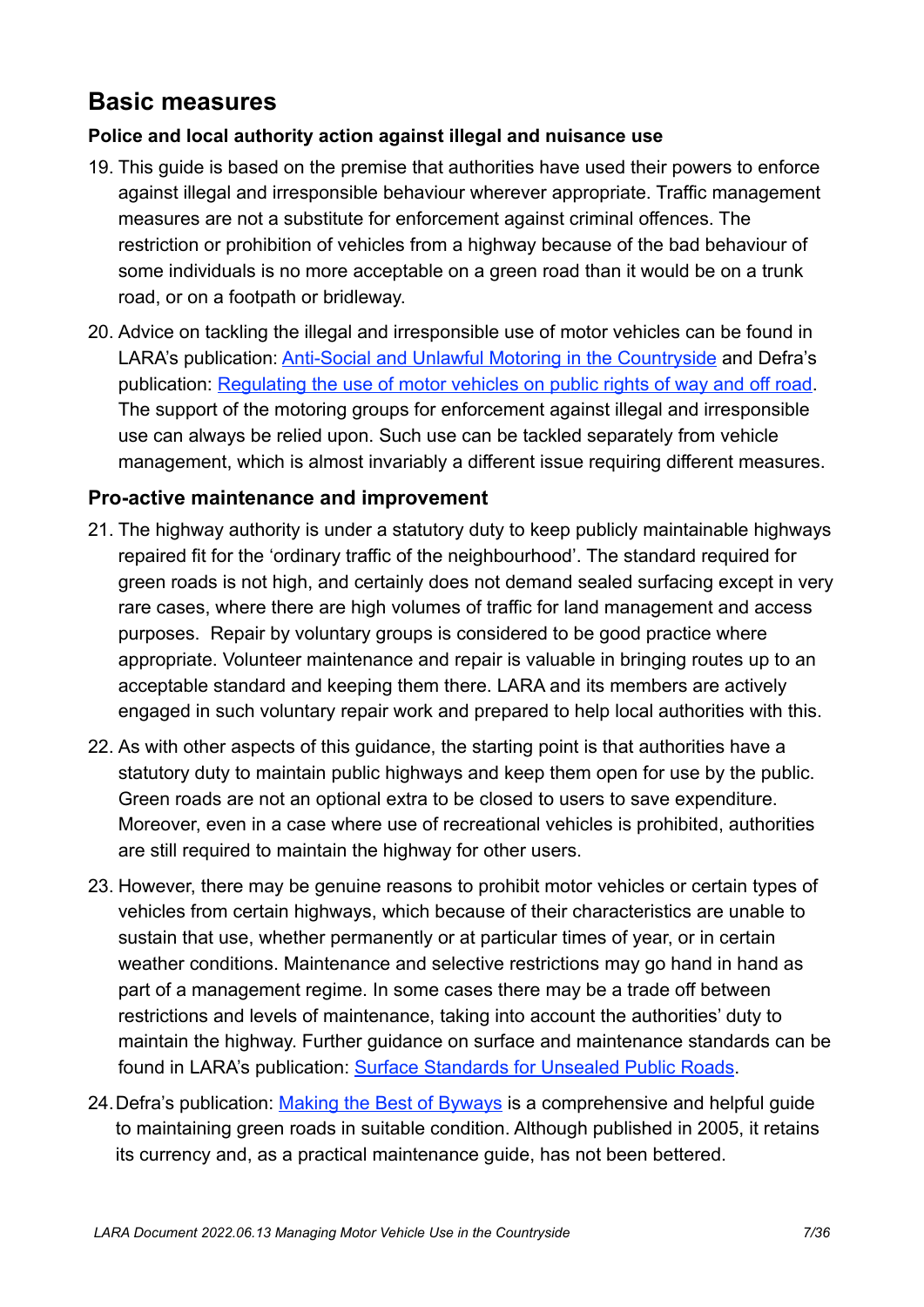## Basic measures

### Police and local authority action against illegal and nuisance use

19. This guide is based on the premise that authorities have used their powers to enforce against illegal and irresponsible behaviour wherever appropriate. Traffic management measures are not a substitute for enforcement against criminal offences. The restriction or prohibition of vehicles from a highway because of the bad behaviour of some individuals is no more acceptable on a green road than it would be on a trunk road, or on a footpath or bridleway.

20. Advice on tackling the illegal and irresponsible use of motor vehicles can be found in LARA's publication: Anti-Social and Unlawful Motoring in the Countryside and Defra's publication: Regulating the use of motor vehicles on public rights of way and off road. The support of the motoring groups for enforcement against illegal and irresponsible use can always be relied upon. Such use can be tackled separately from vehicle management, which is almost invariably a different issue requiring different measures.

### Pro-active maintenance and improvement

21. The highway authority is under a statutory duty to keep publicly maintainable highways repaired fit for the 'ordinary traffic of the neighbourhood'. The standard required for green roads is not high, and certainly does not demand sealed surfacing except in very rare cases, where there are high volumes of traffic for land management and access purposes. Repair by voluntary groups is considered to be good practice where appropriate. Volunteer maintenance and repair is valuable in bringing routes up to an acceptable standard and keeping them there. LARA and its members are actively engaged in such voluntary repair work and prepared to help local authorities with this.

22. As with other aspects of this guidance, the starting point is that authorities have a statutory duty to maintain public highways and keep them open for use by the public. Green roads are not an optional extra to be closed to users to save expenditure. Moreover, even in a case where use of recreational vehicles is prohibited, authorities are still required to maintain the highway for other users.

23. However, there may be genuine reasons to prohibit motor vehicles or certain types of vehicles from certain highways, which because of their characteristics are unable to sustain that use, whether permanently or at particular times of year, or in certain weather conditions. Maintenance and selective restrictions may go hand in hand as part of a management regime. In some cases there may be a trade off between restrictions and levels of maintenance, taking into account the authorities' duty to maintain the highway. Further guidance on surface and maintenance standards can be found in LARA's publication: Surface Standards for Unsealed Public Roads.

24. Defra's publication: Making the Best of Byways is a comprehensive and helpful guide to maintaining green roads in suitable condition. Although published in 2005, it retains its currency and, as a practical maintenance guide, has not been bettered.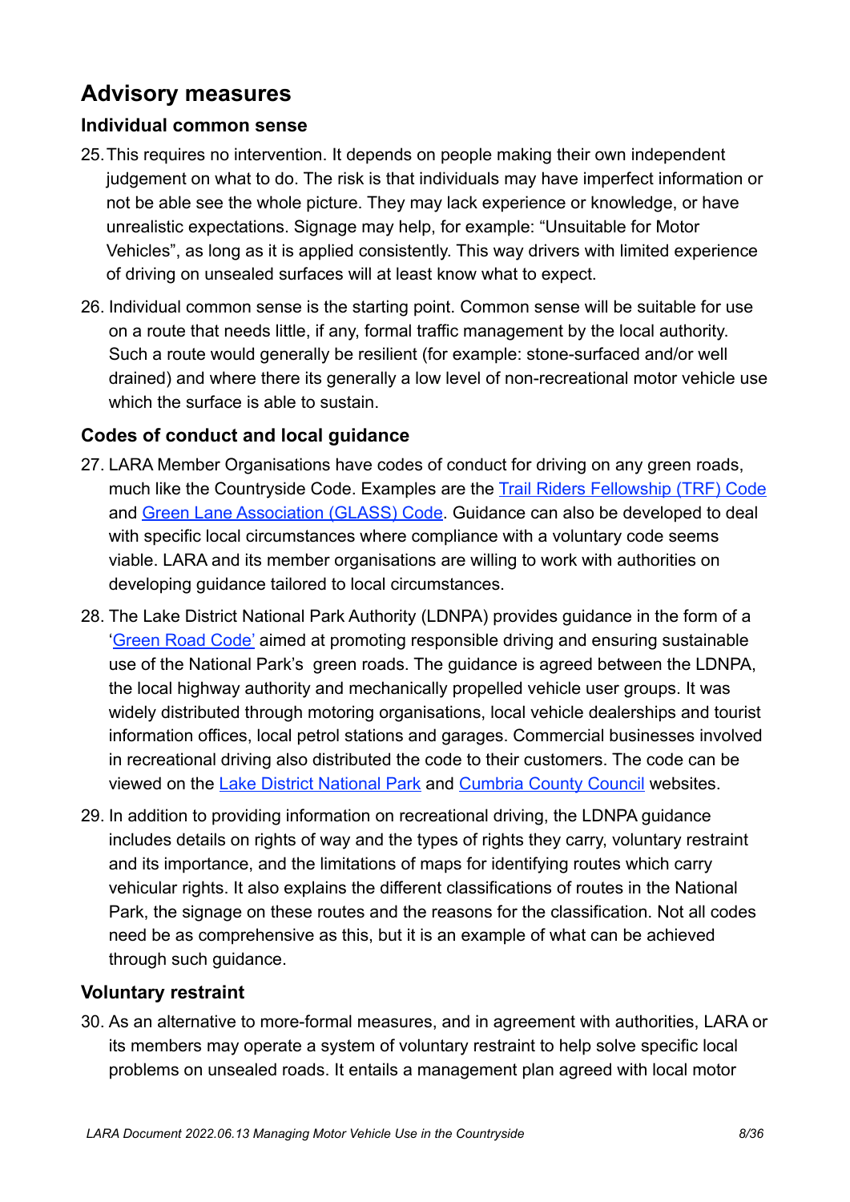## Advisory measures

### Individual common sense

25. This requires no intervention. It depends on people making their own independent judgement on what to do. The risk is that individuals may have imperfect information or not be able see the whole picture. They may lack experience or knowledge, or have unrealistic expectations. Signage may help, for example: “Unsuitable for Motor Vehicles”, as long as it is applied consistently. This way drivers with limited experience of driving on unsealed surfaces will at least know what to expect.

26. Individual common sense is the starting point. Common sense will be suitable for use on a route that needs little, if any, formal traffic management by the local authority. Such a route would generally be resilient (for example: stone-surfaced and/or well drained) and where there its generally a low level of non-recreational motor vehicle use which the surface is able to sustain.

### Codes of conduct and local guidance

27. LARA Member Organisations have codes of conduct for driving on any green roads, much like the Countryside Code. Examples are the Trail Riders Fellowship (TRF) Code and Green Lane Association (GLASS) Code. Guidance can also be developed to deal with specific local circumstances where compliance with a voluntary code seems viable. LARA and its member organisations are willing to work with authorities on developing guidance tailored to local circumstances.

28. The Lake District National Park Authority (LDNPA) provides guidance in the form of a ‘Green Road Code’ aimed at promoting responsible driving and ensuring sustainable use of the National Park’s green roads. The guidance is agreed between the LDNPA, the local highway authority and mechanically propelled vehicle user groups. It was widely distributed through motoring organisations, local vehicle dealerships and tourist information offices, local petrol stations and garages. Commercial businesses involved in recreational driving also distributed the code to their customers. The code can be viewed on the Lake District National Park and Cumbria County Council websites.

29. In addition to providing information on recreational driving, the LDNPA guidance includes details on rights of way and the types of rights they carry, voluntary restraint and its importance, and the limitations of maps for identifying routes which carry vehicular rights. It also explains the different classifications of routes in the National Park, the signage on these routes and the reasons for the classification. Not all codes need be as comprehensive as this, but it is an example of what can be achieved through such guidance.

### Voluntary restraint

30. As an alternative to more-formal measures, and in agreement with authorities, LARA or its members may operate a system of voluntary restraint to help solve specific local problems on unsealed roads. It entails a management plan agreed with local motor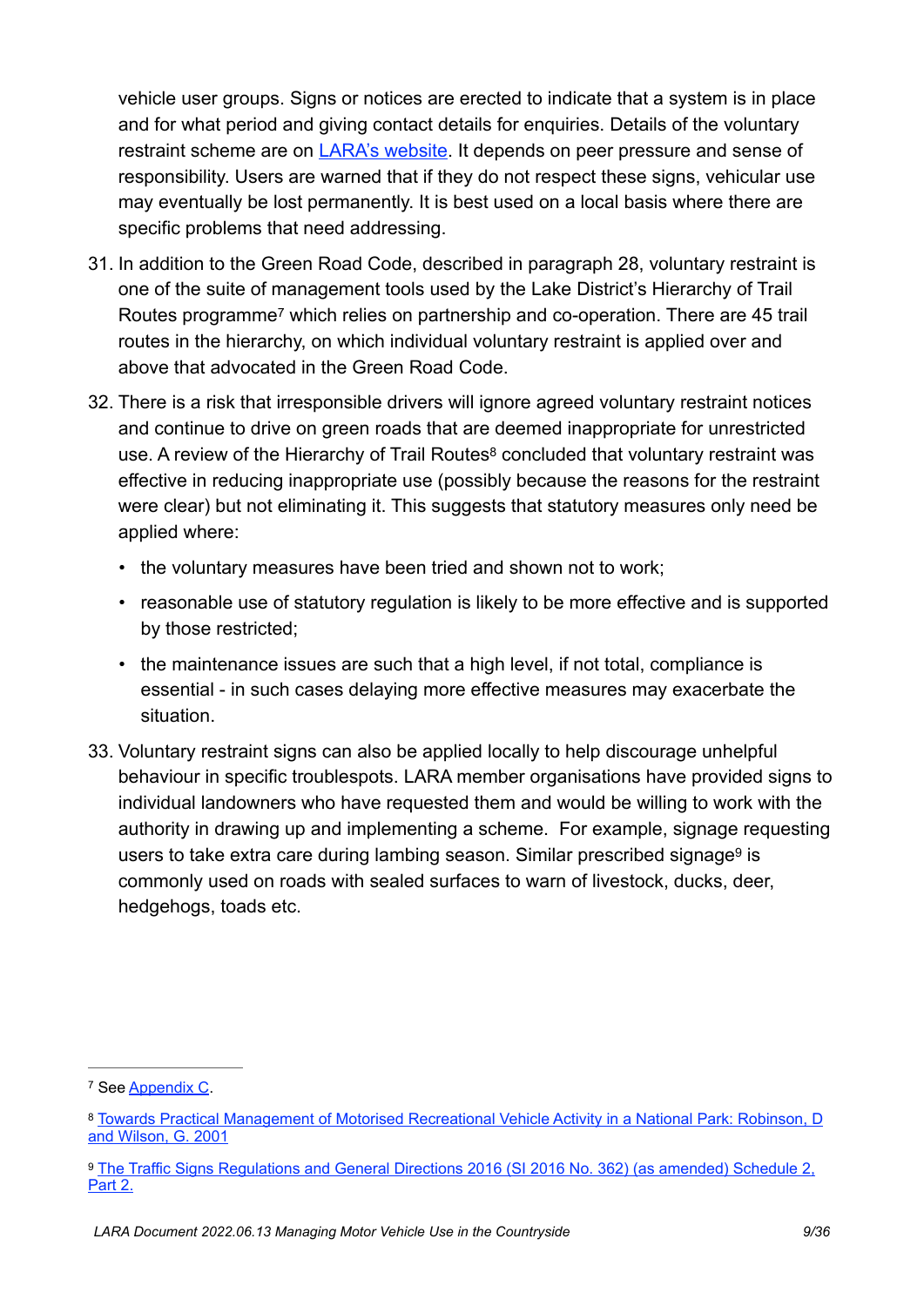vehicle user groups. Signs or notices are erected to indicate that a system is in place and for what period and giving contact details for enquiries. Details of the voluntary restraint scheme are on [LARA's website](). It depends on peer pressure and sense of responsibility. Users are warned that if they do not respect these signs, vehicular use may eventually be lost permanently. It is best used on a local basis where there are specific problems that need addressing.

31. In addition to the Green Road Code, described in paragraph 28, voluntary restraint is one of the suite of management tools used by the Lake District's Hierarchy of Trail Routes programme[7] which relies on partnership and co-operation. There are 45 trail routes in the hierarchy, on which individual voluntary restraint is applied over and above that advocated in the Green Road Code.

32. There is a risk that irresponsible drivers will ignore agreed voluntary restraint notices and continue to drive on green roads that are deemed inappropriate for unrestricted use. A review of the Hierarchy of Trail Routes[8] concluded that voluntary restraint was effective in reducing inappropriate use (possibly because the reasons for the restraint were clear) but not eliminating it. This suggests that statutory measures only need be applied where:

    - the voluntary measures have been tried and shown not to work;
    - reasonable use of statutory regulation is likely to be more effective and is supported by those restricted;
    - the maintenance issues are such that a high level, if not total, compliance is essential - in such cases delaying more effective measures may exacerbate the situation.

33. Voluntary restraint signs can also be applied locally to help discourage unhelpful behaviour in specific troublespots. LARA member organisations have provided signs to individual landowners who have requested them and would be willing to work with the authority in drawing up and implementing a scheme. For example, signage requesting users to take extra care during lambing season. Similar prescribed signage[9] is commonly used on roads with sealed surfaces to warn of livestock, ducks, deer, hedgehogs, toads etc.

---

[7] See Appendix C.

[8] Towards Practical Management of Motorised Recreational Vehicle Activity in a National Park: Robinson, D and Wilson, G. 2001

[9] The Traffic Signs Regulations and General Directions 2016 (SI 2016 No. 362) (as amended) Schedule 2, Part 2.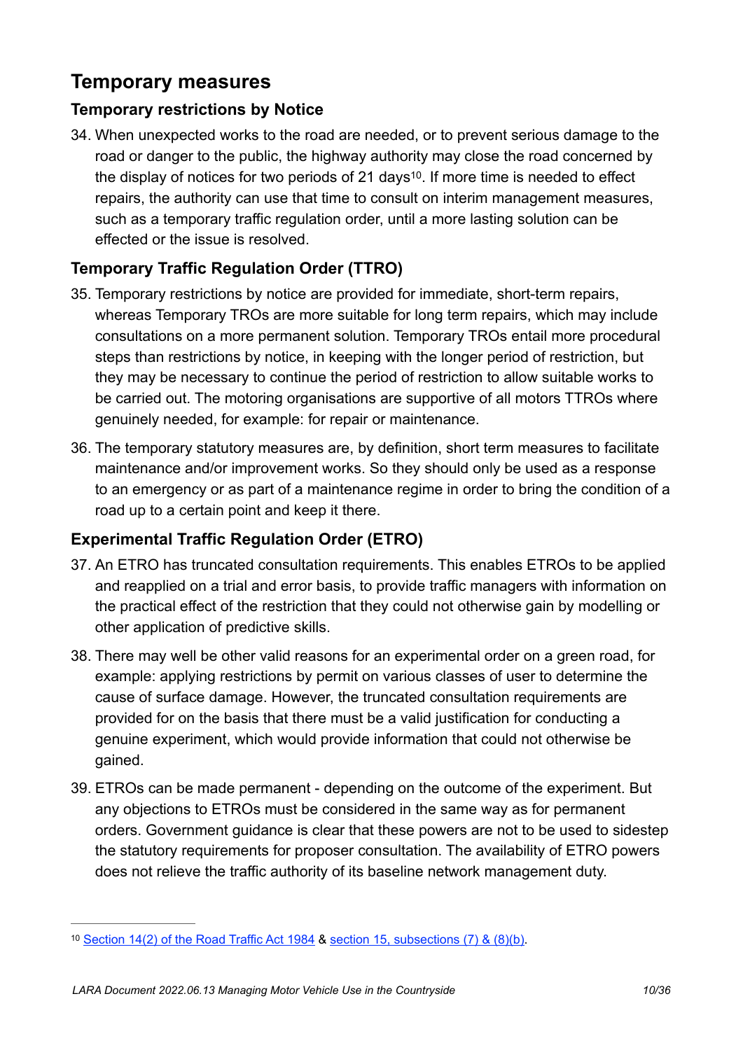## Temporary measures

### Temporary restrictions by Notice

34. When unexpected works to the road are needed, or to prevent serious damage to the road or danger to the public, the highway authority may close the road concerned by the display of notices for two periods of 21 days[10]. If more time is needed to effect repairs, the authority can use that time to consult on interim management measures, such as a temporary traffic regulation order, until a more lasting solution can be effected or the issue is resolved.

### Temporary Traffic Regulation Order (TTRO)

35. Temporary restrictions by notice are provided for immediate, short-term repairs, whereas Temporary TROs are more suitable for long term repairs, which may include consultations on a more permanent solution. Temporary TROs entail more procedural steps than restrictions by notice, in keeping with the longer period of restriction, but they may be necessary to continue the period of restriction to allow suitable works to be carried out. The motoring organisations are supportive of all motors TTROs where genuinely needed, for example: for repair or maintenance.

36. The temporary statutory measures are, by definition, short term measures to facilitate maintenance and/or improvement works. So they should only be used as a response to an emergency or as part of a maintenance regime in order to bring the condition of a road up to a certain point and keep it there.

### Experimental Traffic Regulation Order (ETRO)

37. An ETRO has truncated consultation requirements. This enables ETROs to be applied and reapplied on a trial and error basis, to provide traffic managers with information on the practical effect of the restriction that they could not otherwise gain by modelling or other application of predictive skills.

38. There may well be other valid reasons for an experimental order on a green road, for example: applying restrictions by permit on various classes of user to determine the cause of surface damage. However, the truncated consultation requirements are provided for on the basis that there must be a valid justification for conducting a genuine experiment, which would provide information that could not otherwise be gained.

39. ETROs can be made permanent - depending on the outcome of the experiment. But any objections to ETROs must be considered in the same way as for permanent orders. Government guidance is clear that these powers are not to be used to sidestep the statutory requirements for proposer consultation. The availability of ETRO powers does not relieve the traffic authority of its baseline network management duty.

---

[10] Section 14(2) of the Road Traffic Act 1984 & section 15, subsections (7) & (8)(b).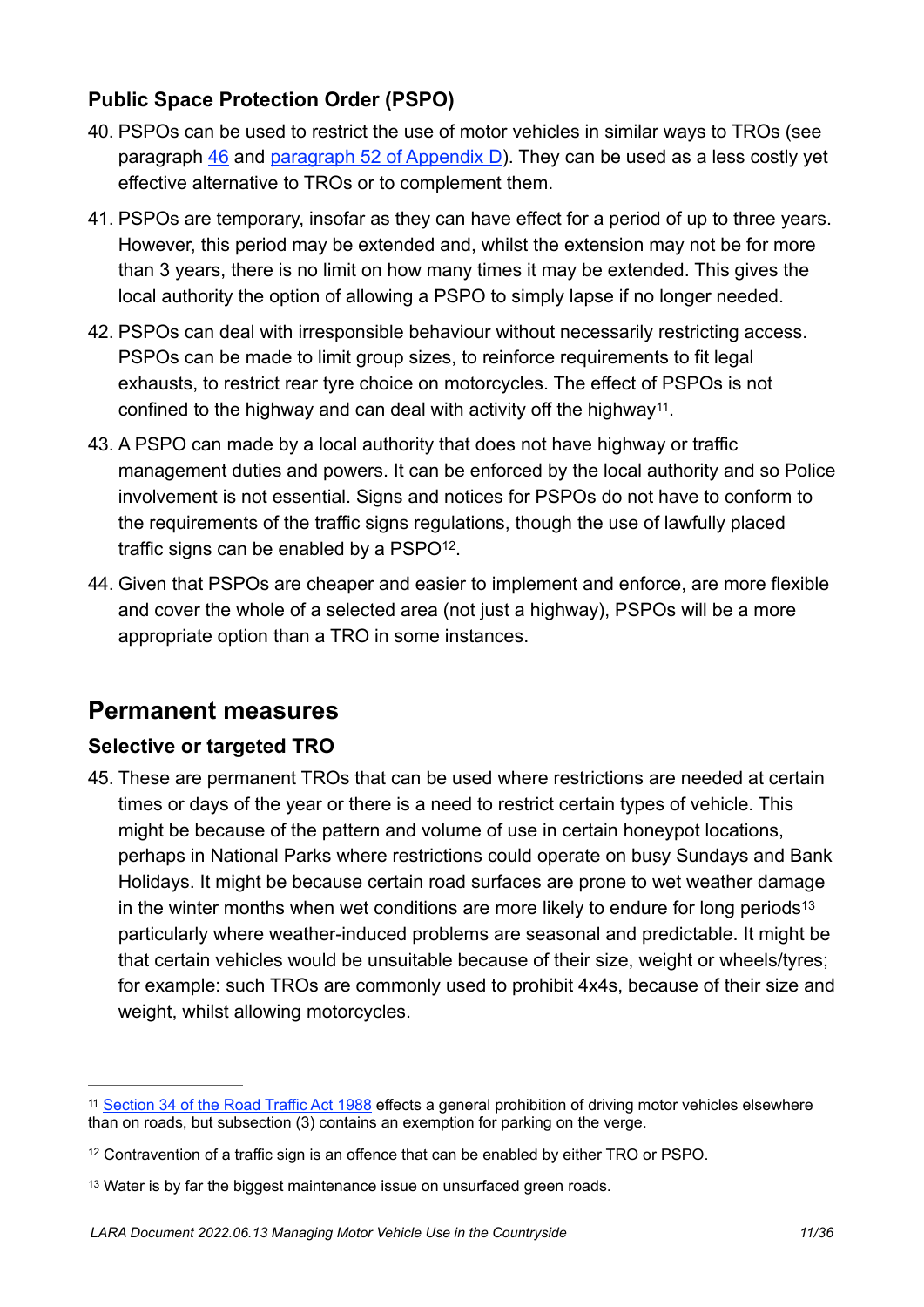### Public Space Protection Order (PSPO)

40. PSPOs can be used to restrict the use of motor vehicles in similar ways to TROs (see paragraph 46 and paragraph 52 of Appendix D). They can be used as a less costly yet effective alternative to TROs or to complement them.

41. PSPOs are temporary, insofar as they can have effect for a period of up to three years. However, this period may be extended and, whilst the extension may not be for more than 3 years, there is no limit on how many times it may be extended. This gives the local authority the option of allowing a PSPO to simply lapse if no longer needed.

42. PSPOs can deal with irresponsible behaviour without necessarily restricting access. PSPOs can be made to limit group sizes, to reinforce requirements to fit legal exhausts, to restrict rear tyre choice on motorcycles. The effect of PSPOs is not confined to the highway and can deal with activity off the highway[11].

43. A PSPO can made by a local authority that does not have highway or traffic management duties and powers. It can be enforced by the local authority and so Police involvement is not essential. Signs and notices for PSPOs do not have to conform to the requirements of the traffic signs regulations, though the use of lawfully placed traffic signs can be enabled by a PSPO[12].

44. Given that PSPOs are cheaper and easier to implement and enforce, are more flexible and cover the whole of a selected area (not just a highway), PSPOs will be a more appropriate option than a TRO in some instances.

## Permanent measures

### Selective or targeted TRO

45. These are permanent TROs that can be used where restrictions are needed at certain times or days of the year or there is a need to restrict certain types of vehicle. This might be because of the pattern and volume of use in certain honeypot locations, perhaps in National Parks where restrictions could operate on busy Sundays and Bank Holidays. It might be because certain road surfaces are prone to wet weather damage in the winter months when wet conditions are more likely to endure for long periods[13] particularly where weather-induced problems are seasonal and predictable. It might be that certain vehicles would be unsuitable because of their size, weight or wheels/tyres; for example: such TROs are commonly used to prohibit 4x4s, because of their size and weight, whilst allowing motorcycles.

---

[11] Section 34 of the Road Traffic Act 1988 effects a general prohibition of driving motor vehicles elsewhere than on roads, but subsection (3) contains an exemption for parking on the verge.

[12] Contravention of a traffic sign is an offence that can be enabled by either TRO or PSPO.

[13] Water is by far the biggest maintenance issue on unsurfaced green roads.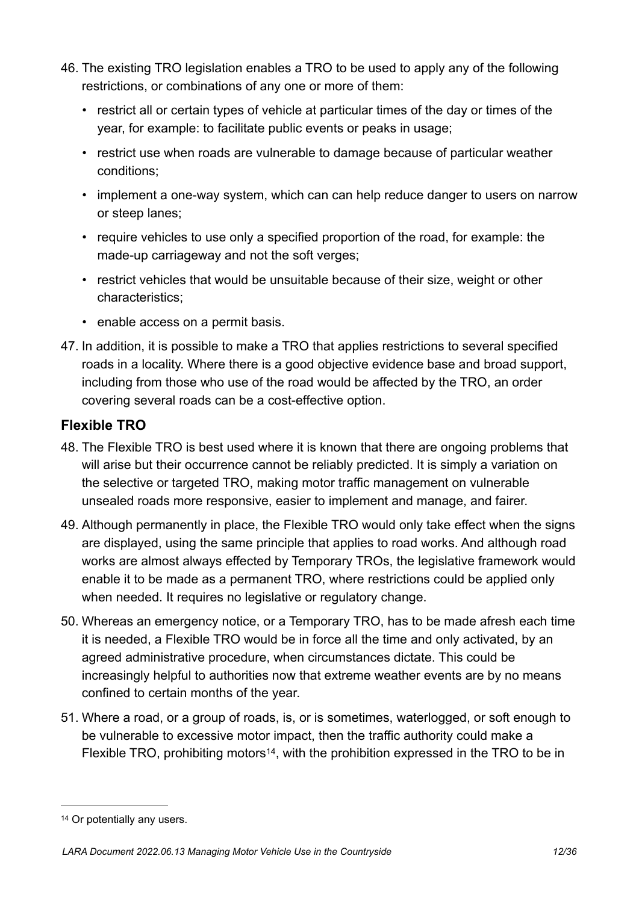46. The existing TRO legislation enables a TRO to be used to apply any of the following restrictions, or combinations of any one or more of them:
    - restrict all or certain types of vehicle at particular times of the day or times of the year, for example: to facilitate public events or peaks in usage;
    - restrict use when roads are vulnerable to damage because of particular weather conditions;
    - implement a one-way system, which can can help reduce danger to users on narrow or steep lanes;
    - require vehicles to use only a specified proportion of the road, for example: the made-up carriageway and not the soft verges;
    - restrict vehicles that would be unsuitable because of their size, weight or other characteristics;
    - enable access on a permit basis.
47. In addition, it is possible to make a TRO that applies restrictions to several specified roads in a locality. Where there is a good objective evidence base and broad support, including from those who use of the road would be affected by the TRO, an order covering several roads can be a cost-effective option.

### Flexible TRO

48. The Flexible TRO is best used where it is known that there are ongoing problems that will arise but their occurrence cannot be reliably predicted. It is simply a variation on the selective or targeted TRO, making motor traffic management on vulnerable unsealed roads more responsive, easier to implement and manage, and fairer.
49. Although permanently in place, the Flexible TRO would only take effect when the signs are displayed, using the same principle that applies to road works. And although road works are almost always effected by Temporary TROs, the legislative framework would enable it to be made as a permanent TRO, where restrictions could be applied only when needed. It requires no legislative or regulatory change.
50. Whereas an emergency notice, or a Temporary TRO, has to be made afresh each time it is needed, a Flexible TRO would be in force all the time and only activated, by an agreed administrative procedure, when circumstances dictate. This could be increasingly helpful to authorities now that extreme weather events are by no means confined to certain months of the year.
51. Where a road, or a group of roads, is, or is sometimes, waterlogged, or soft enough to be vulnerable to excessive motor impact, then the traffic authority could make a Flexible TRO, prohibiting motors[14], with the prohibition expressed in the TRO to be in

---

[14] Or potentially any users.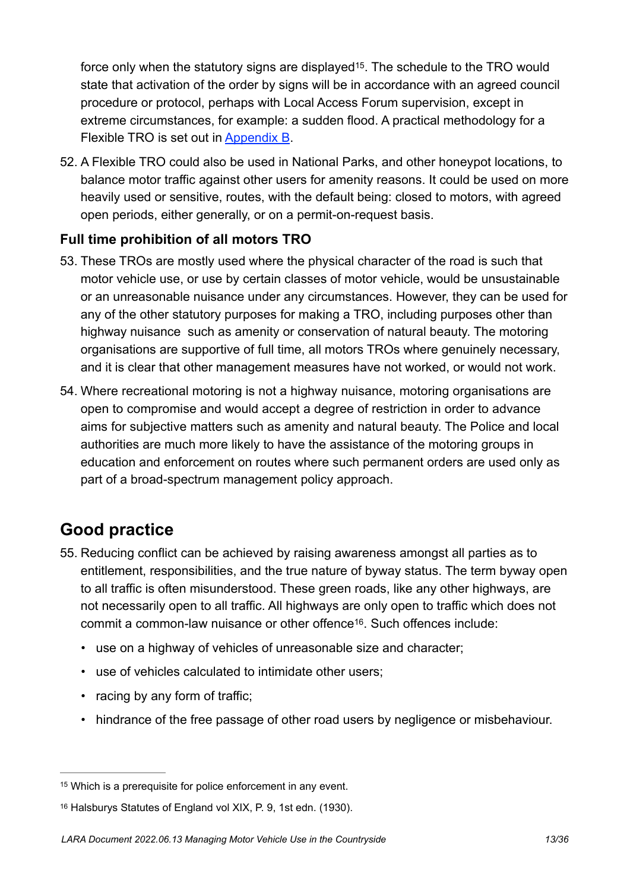force only when the statutory signs are displayed[15]. The schedule to the TRO would state that activation of the order by signs will be in accordance with an agreed council procedure or protocol, perhaps with Local Access Forum supervision, except in extreme circumstances, for example: a sudden flood. A practical methodology for a Flexible TRO is set out in [Appendix B](#).

52. A Flexible TRO could also be used in National Parks, and other honeypot locations, to balance motor traffic against other users for amenity reasons. It could be used on more heavily used or sensitive, routes, with the default being: closed to motors, with agreed open periods, either generally, or on a permit-on-request basis.

### Full time prohibition of all motors TRO

53. These TROs are mostly used where the physical character of the road is such that motor vehicle use, or use by certain classes of motor vehicle, would be unsustainable or an unreasonable nuisance under any circumstances. However, they can be used for any of the other statutory purposes for making a TRO, including purposes other than highway nuisance such as amenity or conservation of natural beauty. The motoring organisations are supportive of full time, all motors TROs where genuinely necessary, and it is clear that other management measures have not worked, or would not work.

54. Where recreational motoring is not a highway nuisance, motoring organisations are open to compromise and would accept a degree of restriction in order to advance aims for subjective matters such as amenity and natural beauty. The Police and local authorities are much more likely to have the assistance of the motoring groups in education and enforcement on routes where such permanent orders are used only as part of a broad-spectrum management policy approach.

## Good practice

55. Reducing conflict can be achieved by raising awareness amongst all parties as to entitlement, responsibilities, and the true nature of byway status. The term byway open to all traffic is often misunderstood. These green roads, like any other highways, are not necessarily open to all traffic. All highways are only open to traffic which does not commit a common-law nuisance or other offence[16]. Such offences include:

   - use on a highway of vehicles of unreasonable size and character;
   - use of vehicles calculated to intimidate other users;
   - racing by any form of traffic;
   - hindrance of the free passage of other road users by negligence or misbehaviour.

---

[15] Which is a prerequisite for police enforcement in any event.

[16] Halsburys Statutes of England vol XIX, P. 9, 1st edn. (1930).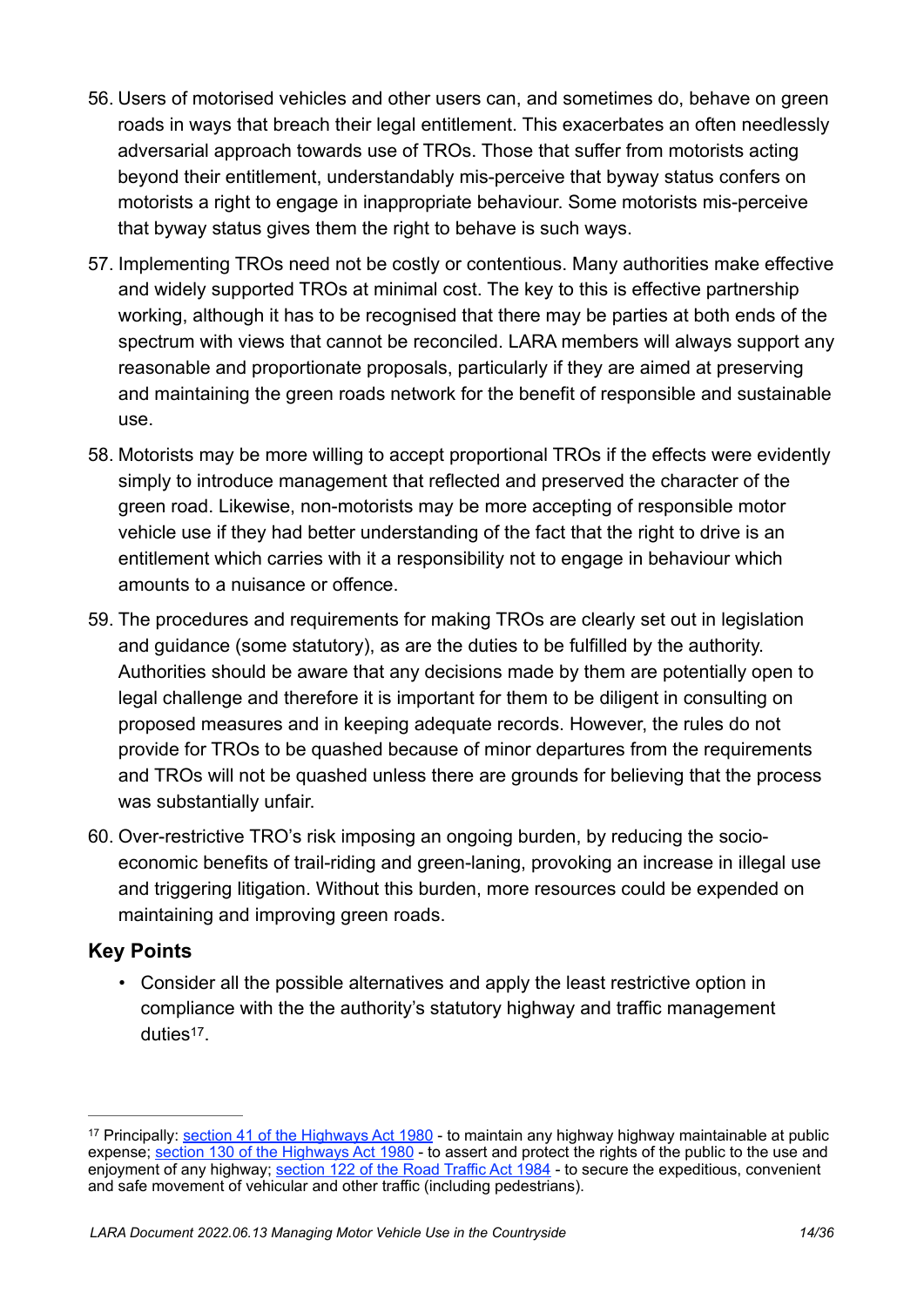56. Users of motorised vehicles and other users can, and sometimes do, behave on green roads in ways that breach their legal entitlement. This exacerbates an often needlessly adversarial approach towards use of TROs. Those that suffer from motorists acting beyond their entitlement, understandably mis-perceive that byway status confers on motorists a right to engage in inappropriate behaviour. Some motorists mis-perceive that byway status gives them the right to behave is such ways.

57. Implementing TROs need not be costly or contentious. Many authorities make effective and widely supported TROs at minimal cost. The key to this is effective partnership working, although it has to be recognised that there may be parties at both ends of the spectrum with views that cannot be reconciled. LARA members will always support any reasonable and proportionate proposals, particularly if they are aimed at preserving and maintaining the green roads network for the benefit of responsible and sustainable use.

58. Motorists may be more willing to accept proportional TROs if the effects were evidently simply to introduce management that reflected and preserved the character of the green road. Likewise, non-motorists may be more accepting of responsible motor vehicle use if they had better understanding of the fact that the right to drive is an entitlement which carries with it a responsibility not to engage in behaviour which amounts to a nuisance or offence.

59. The procedures and requirements for making TROs are clearly set out in legislation and guidance (some statutory), as are the duties to be fulfilled by the authority. Authorities should be aware that any decisions made by them are potentially open to legal challenge and therefore it is important for them to be diligent in consulting on proposed measures and in keeping adequate records. However, the rules do not provide for TROs to be quashed because of minor departures from the requirements and TROs will not be quashed unless there are grounds for believing that the process was substantially unfair.

60. Over-restrictive TRO's risk imposing an ongoing burden, by reducing the socio-economic benefits of trail-riding and green-laning, provoking an increase in illegal use and triggering litigation. Without this burden, more resources could be expended on maintaining and improving green roads.

### Key Points

- Consider all the possible alternatives and apply the least restrictive option in compliance with the the authority's statutory highway and traffic management duties[17].

---

[17] Principally: section 41 of the Highways Act 1980 - to maintain any highway highway maintainable at public expense; section 130 of the Highways Act 1980 - to assert and protect the rights of the public to the use and enjoyment of any highway; section 122 of the Road Traffic Act 1984 - to secure the expeditious, convenient and safe movement of vehicular and other traffic (including pedestrians).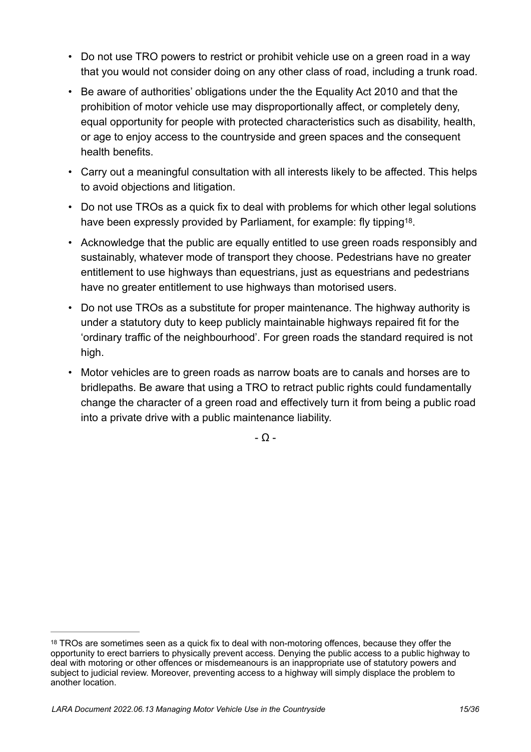- Do not use TRO powers to restrict or prohibit vehicle use on a green road in a way that you would not consider doing on any other class of road, including a trunk road.
- Be aware of authorities' obligations under the the Equality Act 2010 and that the prohibition of motor vehicle use may disproportionally affect, or completely deny, equal opportunity for people with protected characteristics such as disability, health, or age to enjoy access to the countryside and green spaces and the consequent health benefits.
- Carry out a meaningful consultation with all interests likely to be affected. This helps to avoid objections and litigation.
- Do not use TROs as a quick fix to deal with problems for which other legal solutions have been expressly provided by Parliament, for example: fly tipping[18].
- Acknowledge that the public are equally entitled to use green roads responsibly and sustainably, whatever mode of transport they choose. Pedestrians have no greater entitlement to use highways than equestrians, just as equestrians and pedestrians have no greater entitlement to use highways than motorised users.
- Do not use TROs as a substitute for proper maintenance. The highway authority is under a statutory duty to keep publicly maintainable highways repaired fit for the 'ordinary traffic of the neighbourhood'. For green roads the standard required is not high.
- Motor vehicles are to green roads as narrow boats are to canals and horses are to bridlepaths. Be aware that using a TRO to retract public rights could fundamentally change the character of a green road and effectively turn it from being a public road into a private drive with a public maintenance liability.

- Ω -

[18] TROs are sometimes seen as a quick fix to deal with non-motoring offences, because they offer the opportunity to erect barriers to physically prevent access. Denying the public access to a public highway to deal with motoring or other offences or misdemeanours is an inappropriate use of statutory powers and subject to judicial review. Moreover, preventing access to a highway will simply displace the problem to another location.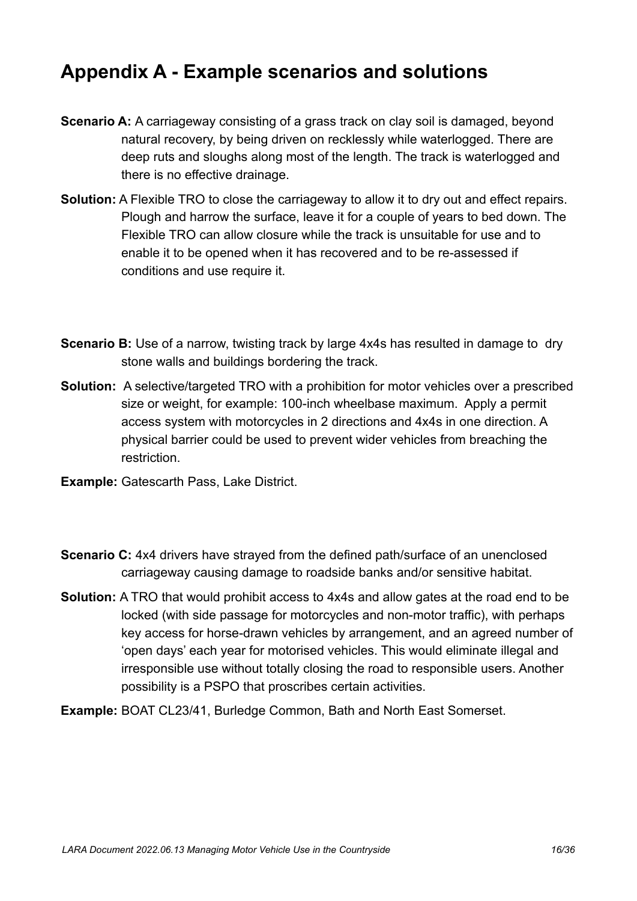# Appendix A - Example scenarios and solutions

**Scenario A:** A carriageway consisting of a grass track on clay soil is damaged, beyond natural recovery, by being driven on recklessly while waterlogged. There are deep ruts and sloughs along most of the length. The track is waterlogged and there is no effective drainage.

**Solution:** A Flexible TRO to close the carriageway to allow it to dry out and effect repairs. Plough and harrow the surface, leave it for a couple of years to bed down. The Flexible TRO can allow closure while the track is unsuitable for use and to enable it to be opened when it has recovered and to be re-assessed if conditions and use require it.

**Scenario B:** Use of a narrow, twisting track by large 4x4s has resulted in damage to dry stone walls and buildings bordering the track.

**Solution:** A selective/targeted TRO with a prohibition for motor vehicles over a prescribed size or weight, for example: 100-inch wheelbase maximum. Apply a permit access system with motorcycles in 2 directions and 4x4s in one direction. A physical barrier could be used to prevent wider vehicles from breaching the restriction.

**Example:** Gatescarth Pass, Lake District.

**Scenario C:** 4x4 drivers have strayed from the defined path/surface of an unenclosed carriageway causing damage to roadside banks and/or sensitive habitat.

**Solution:** A TRO that would prohibit access to 4x4s and allow gates at the road end to be locked (with side passage for motorcycles and non-motor traffic), with perhaps key access for horse-drawn vehicles by arrangement, and an agreed number of 'open days' each year for motorised vehicles. This would eliminate illegal and irresponsible use without totally closing the road to responsible users. Another possibility is a PSPO that proscribes certain activities.

**Example:** BOAT CL23/41, Burledge Common, Bath and North East Somerset.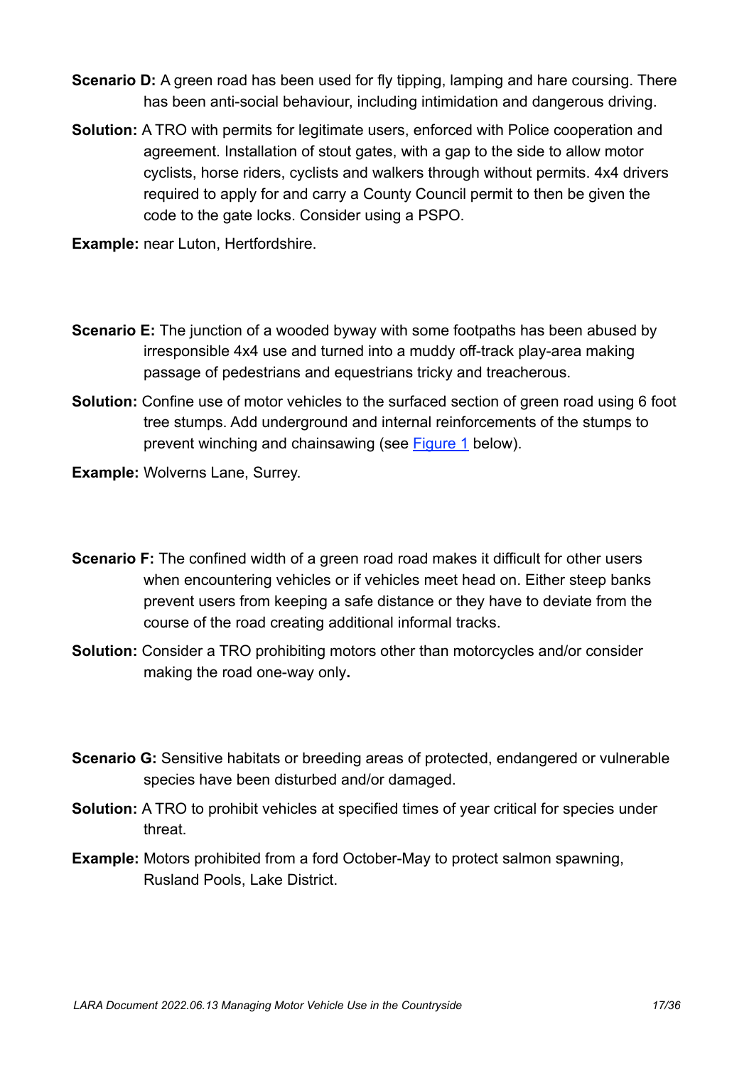**Scenario D:** A green road has been used for fly tipping, lamping and hare coursing. There has been anti-social behaviour, including intimidation and dangerous driving.

**Solution:** A TRO with permits for legitimate users, enforced with Police cooperation and agreement. Installation of stout gates, with a gap to the side to allow motor cyclists, horse riders, cyclists and walkers through without permits. 4x4 drivers required to apply for and carry a County Council permit to then be given the code to the gate locks. Consider using a PSPO.

**Example:** near Luton, Hertfordshire.

**Scenario E:** The junction of a wooded byway with some footpaths has been abused by irresponsible 4x4 use and turned into a muddy off-track play-area making passage of pedestrians and equestrians tricky and treacherous.

**Solution:** Confine use of motor vehicles to the surfaced section of green road using 6 foot tree stumps. Add underground and internal reinforcements of the stumps to prevent winching and chainsawing (see [Figure 1](#) below).

**Example:** Wolverns Lane, Surrey.

**Scenario F:** The confined width of a green road road makes it difficult for other users when encountering vehicles or if vehicles meet head on. Either steep banks prevent users from keeping a safe distance or they have to deviate from the course of the road creating additional informal tracks.

**Solution:** Consider a TRO prohibiting motors other than motorcycles and/or consider making the road one-way only**.**

**Scenario G:** Sensitive habitats or breeding areas of protected, endangered or vulnerable species have been disturbed and/or damaged.

**Solution:** A TRO to prohibit vehicles at specified times of year critical for species under threat.

**Example:** Motors prohibited from a ford October-May to protect salmon spawning, Rusland Pools, Lake District.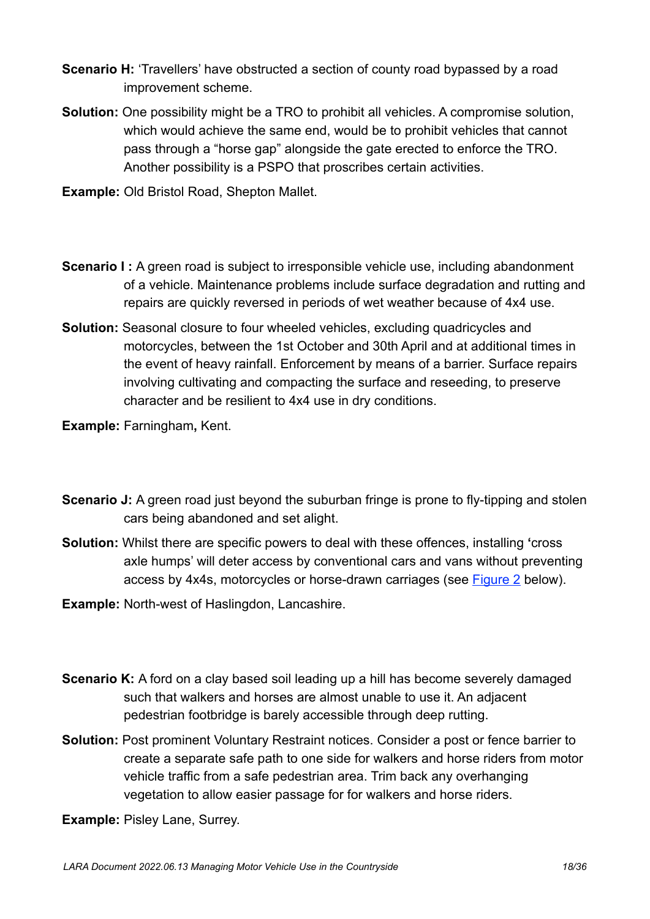**Scenario H:** 'Travellers' have obstructed a section of county road bypassed by a road improvement scheme.

**Solution:** One possibility might be a TRO to prohibit all vehicles. A compromise solution, which would achieve the same end, would be to prohibit vehicles that cannot pass through a "horse gap" alongside the gate erected to enforce the TRO. Another possibility is a PSPO that proscribes certain activities.

**Example:** Old Bristol Road, Shepton Mallet.

**Scenario I :** A green road is subject to irresponsible vehicle use, including abandonment of a vehicle. Maintenance problems include surface degradation and rutting and repairs are quickly reversed in periods of wet weather because of 4x4 use.

**Solution:** Seasonal closure to four wheeled vehicles, excluding quadricycles and motorcycles, between the 1st October and 30th April and at additional times in the event of heavy rainfall. Enforcement by means of a barrier. Surface repairs involving cultivating and compacting the surface and reseeding, to preserve character and be resilient to 4x4 use in dry conditions.

**Example:** Farningham**,** Kent.

**Scenario J:** A green road just beyond the suburban fringe is prone to fly-tipping and stolen cars being abandoned and set alight.

**Solution:** Whilst there are specific powers to deal with these offences, installing **'**cross axle humps' will deter access by conventional cars and vans without preventing access by 4x4s, motorcycles or horse-drawn carriages (see [Figure 2](#) below).

**Example:** North-west of Haslingdon, Lancashire.

**Scenario K:** A ford on a clay based soil leading up a hill has become severely damaged such that walkers and horses are almost unable to use it. An adjacent pedestrian footbridge is barely accessible through deep rutting.

**Solution:** Post prominent Voluntary Restraint notices. Consider a post or fence barrier to create a separate safe path to one side for walkers and horse riders from motor vehicle traffic from a safe pedestrian area. Trim back any overhanging vegetation to allow easier passage for for walkers and horse riders.

**Example:** Pisley Lane, Surrey.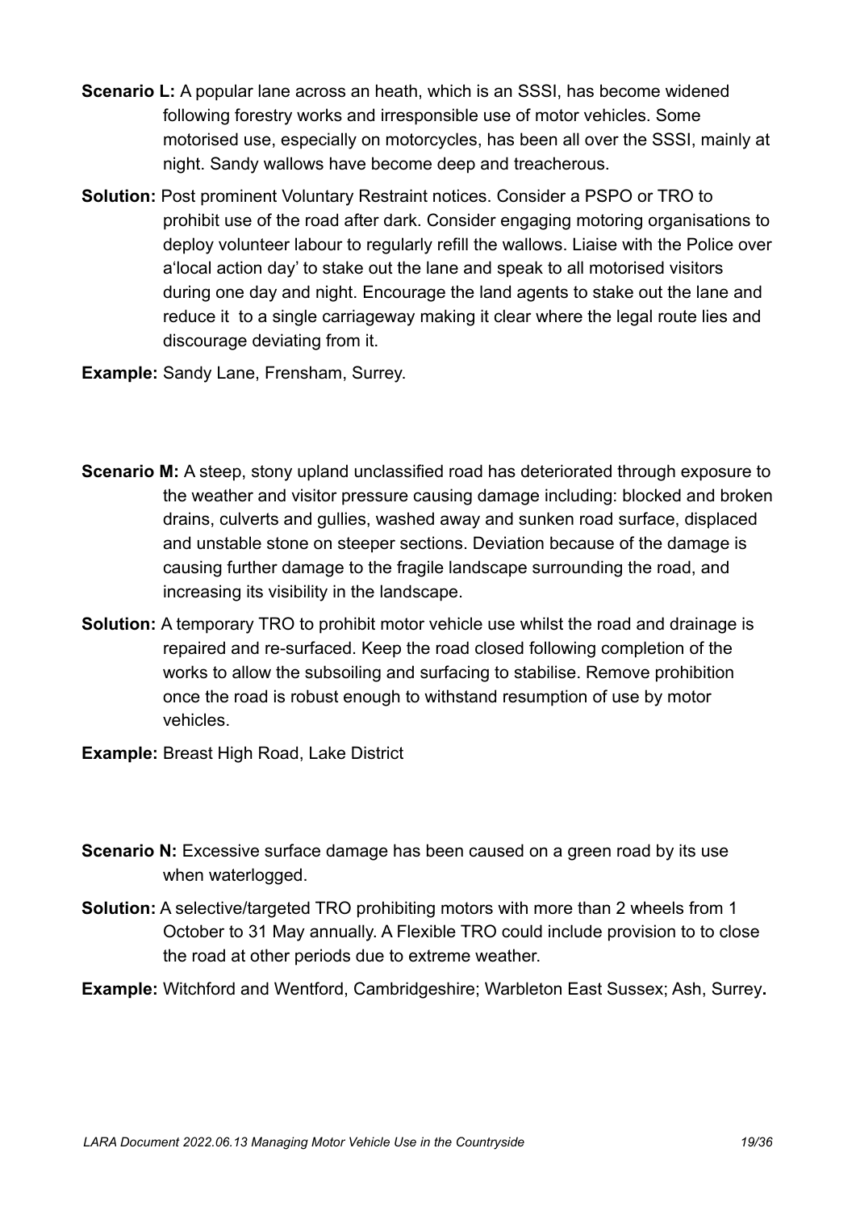**Scenario L:** A popular lane across an heath, which is an SSSI, has become widened following forestry works and irresponsible use of motor vehicles. Some motorised use, especially on motorcycles, has been all over the SSSI, mainly at night. Sandy wallows have become deep and treacherous.

**Solution:** Post prominent Voluntary Restraint notices. Consider a PSPO or TRO to prohibit use of the road after dark. Consider engaging motoring organisations to deploy volunteer labour to regularly refill the wallows. Liaise with the Police over a'local action day' to stake out the lane and speak to all motorised visitors during one day and night. Encourage the land agents to stake out the lane and reduce it to a single carriageway making it clear where the legal route lies and discourage deviating from it.

**Example:** Sandy Lane, Frensham, Surrey.

**Scenario M:** A steep, stony upland unclassified road has deteriorated through exposure to the weather and visitor pressure causing damage including: blocked and broken drains, culverts and gullies, washed away and sunken road surface, displaced and unstable stone on steeper sections. Deviation because of the damage is causing further damage to the fragile landscape surrounding the road, and increasing its visibility in the landscape.

**Solution:** A temporary TRO to prohibit motor vehicle use whilst the road and drainage is repaired and re-surfaced. Keep the road closed following completion of the works to allow the subsoiling and surfacing to stabilise. Remove prohibition once the road is robust enough to withstand resumption of use by motor vehicles.

**Example:** Breast High Road, Lake District

**Scenario N:** Excessive surface damage has been caused on a green road by its use when waterlogged.

**Solution:** A selective/targeted TRO prohibiting motors with more than 2 wheels from 1 October to 31 May annually. A Flexible TRO could include provision to to close the road at other periods due to extreme weather.

**Example:** Witchford and Wentford, Cambridgeshire; Warbleton East Sussex; Ash, Surrey**.**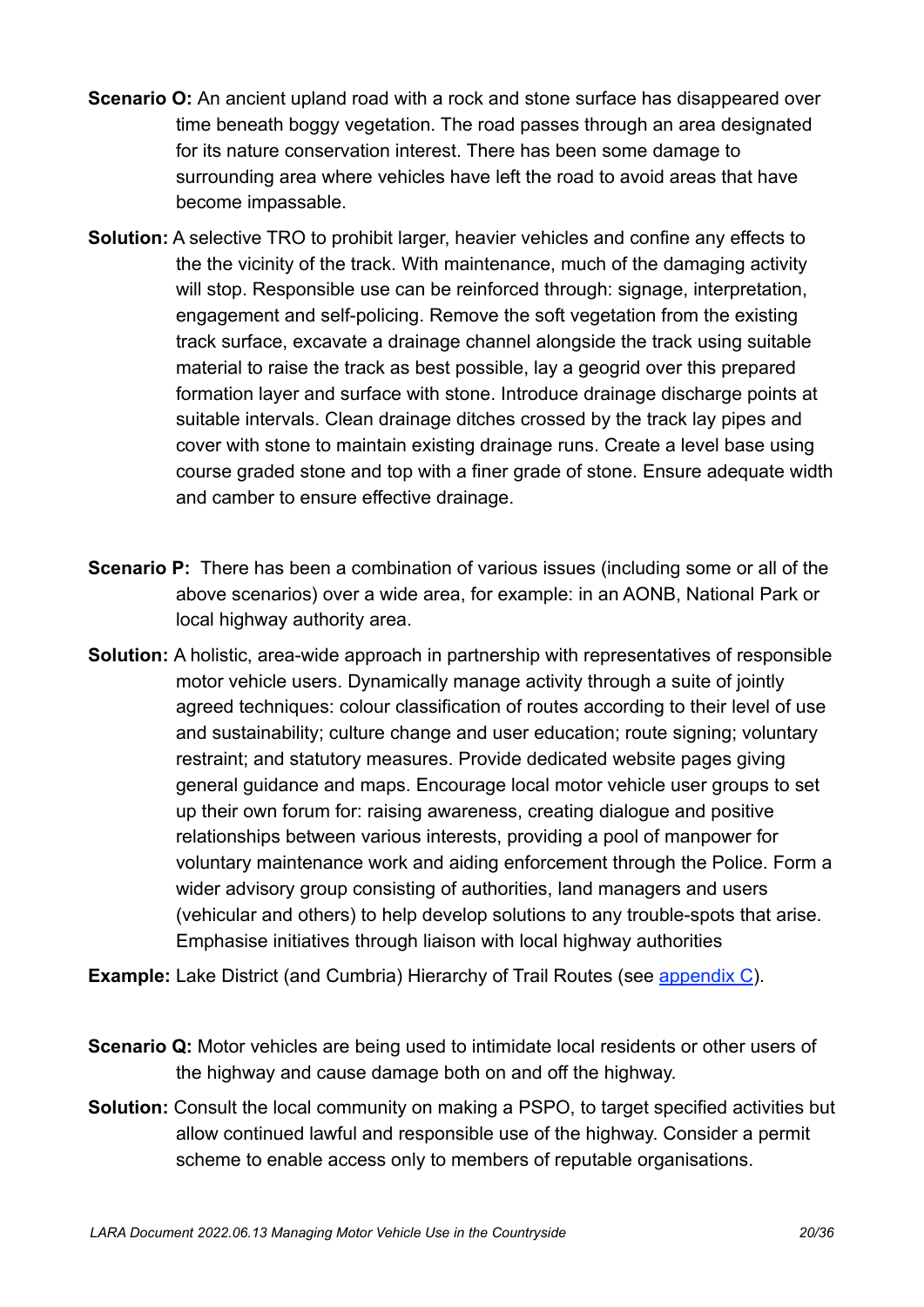**Scenario O:** An ancient upland road with a rock and stone surface has disappeared over time beneath boggy vegetation. The road passes through an area designated for its nature conservation interest. There has been some damage to surrounding area where vehicles have left the road to avoid areas that have become impassable.

**Solution:** A selective TRO to prohibit larger, heavier vehicles and confine any effects to the the vicinity of the track. With maintenance, much of the damaging activity will stop. Responsible use can be reinforced through: signage, interpretation, engagement and self-policing. Remove the soft vegetation from the existing track surface, excavate a drainage channel alongside the track using suitable material to raise the track as best possible, lay a geogrid over this prepared formation layer and surface with stone. Introduce drainage discharge points at suitable intervals. Clean drainage ditches crossed by the track lay pipes and cover with stone to maintain existing drainage runs. Create a level base using course graded stone and top with a finer grade of stone. Ensure adequate width and camber to ensure effective drainage.

**Scenario P:** There has been a combination of various issues (including some or all of the above scenarios) over a wide area, for example: in an AONB, National Park or local highway authority area.

**Solution:** A holistic, area-wide approach in partnership with representatives of responsible motor vehicle users. Dynamically manage activity through a suite of jointly agreed techniques: colour classification of routes according to their level of use and sustainability; culture change and user education; route signing; voluntary restraint; and statutory measures. Provide dedicated website pages giving general guidance and maps. Encourage local motor vehicle user groups to set up their own forum for: raising awareness, creating dialogue and positive relationships between various interests, providing a pool of manpower for voluntary maintenance work and aiding enforcement through the Police. Form a wider advisory group consisting of authorities, land managers and users (vehicular and others) to help develop solutions to any trouble-spots that arise. Emphasise initiatives through liaison with local highway authorities

**Example:** Lake District (and Cumbria) Hierarchy of Trail Routes (see appendix C).

**Scenario Q:** Motor vehicles are being used to intimidate local residents or other users of the highway and cause damage both on and off the highway.

**Solution:** Consult the local community on making a PSPO, to target specified activities but allow continued lawful and responsible use of the highway. Consider a permit scheme to enable access only to members of reputable organisations.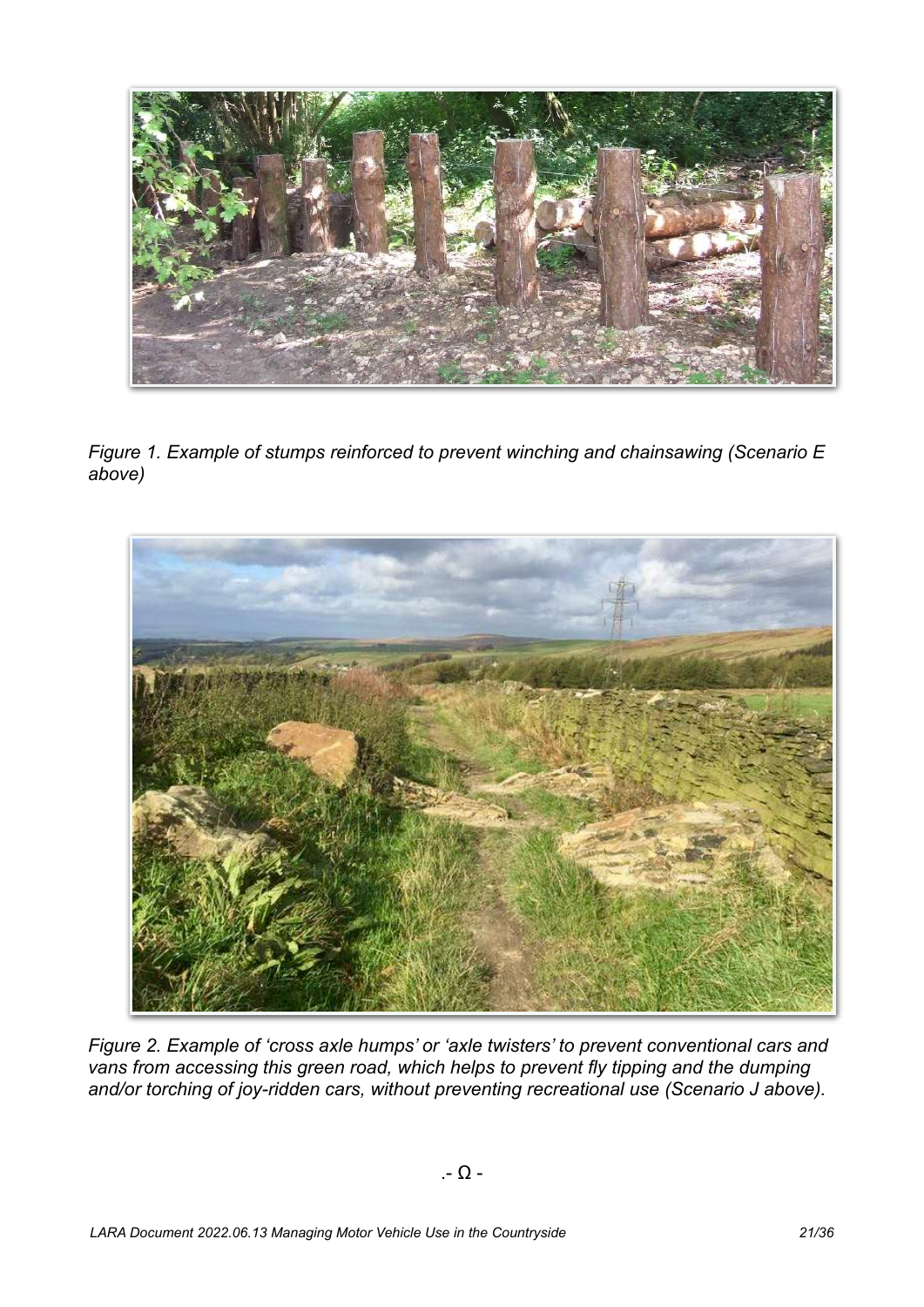*Figure 1. Example of stumps reinforced to prevent winching and chainsawing (Scenario E above)*

*Figure 2. Example of 'cross axle humps' or 'axle twisters' to prevent conventional cars and vans from accessing this green road, which helps to prevent fly tipping and the dumping and/or torching of joy-ridden cars, without preventing recreational use (Scenario J above).*

.- Ω -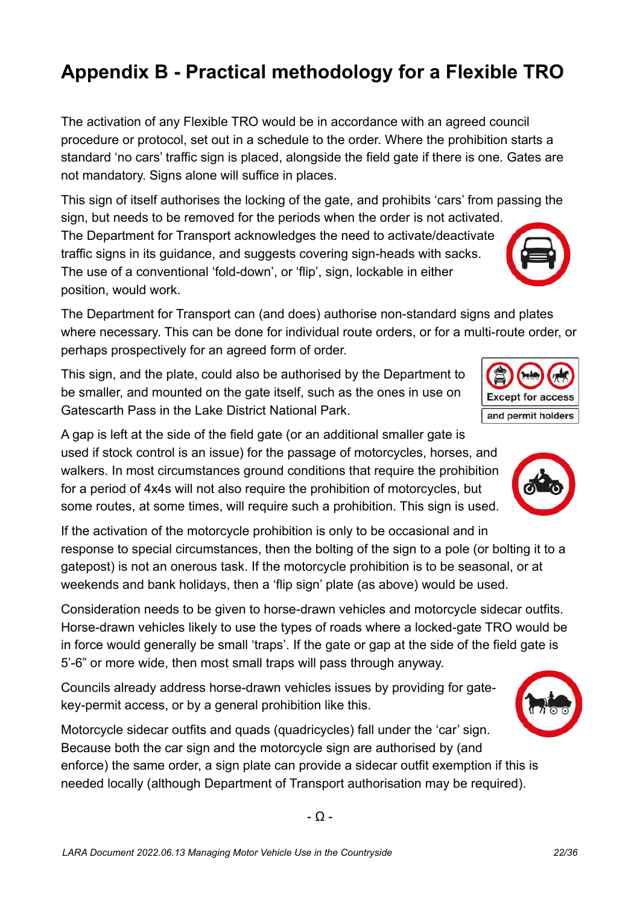# Appendix B - Practical methodology for a Flexible TRO

The activation of any Flexible TRO would be in accordance with an agreed council procedure or protocol, set out in a schedule to the order. Where the prohibition starts a standard ‘no cars’ traffic sign is placed, alongside the field gate if there is one. Gates are not mandatory. Signs alone will suffice in places.

This sign of itself authorises the locking of the gate, and prohibits ‘cars’ from passing the sign, but needs to be removed for the periods when the order is not activated. The Department for Transport acknowledges the need to activate/deactivate traffic signs in its guidance, and suggests covering sign-heads with sacks. The use of a conventional ‘fold-down’, or ‘flip’, sign, lockable in either position, would work.

The Department for Transport can (and does) authorise non-standard signs and plates where necessary. This can be done for individual route orders, or for a multi-route order, or perhaps prospectively for an agreed form of order.

This sign, and the plate, could also be authorised by the Department to be smaller, and mounted on the gate itself, such as the ones in use on Gatescarth Pass in the Lake District National Park.

Except for access

and permit holders

A gap is left at the side of the field gate (or an additional smaller gate is used if stock control is an issue) for the passage of motorcycles, horses, and walkers. In most circumstances ground conditions that require the prohibition for a period of 4x4s will not also require the prohibition of motorcycles, but some routes, at some times, will require such a prohibition. This sign is used.

If the activation of the motorcycle prohibition is only to be occasional and in response to special circumstances, then the bolting of the sign to a pole (or bolting it to a gatepost) is not an onerous task. If the motorcycle prohibition is to be seasonal, or at weekends and bank holidays, then a ‘flip sign’ plate (as above) would be used.

Consideration needs to be given to horse-drawn vehicles and motorcycle sidecar outfits. Horse-drawn vehicles likely to use the types of roads where a locked-gate TRO would be in force would generally be small ‘traps’. If the gate or gap at the side of the field gate is 5’-6” or more wide, then most small traps will pass through anyway.

Councils already address horse-drawn vehicles issues by providing for gate-key-permit access, or by a general prohibition like this.

Motorcycle sidecar outfits and quads (quadricycles) fall under the ‘car’ sign. Because both the car sign and the motorcycle sign are authorised by (and enforce) the same order, a sign plate can provide a sidecar outfit exemption if this is needed locally (although Department of Transport authorisation may be required).

- Ω -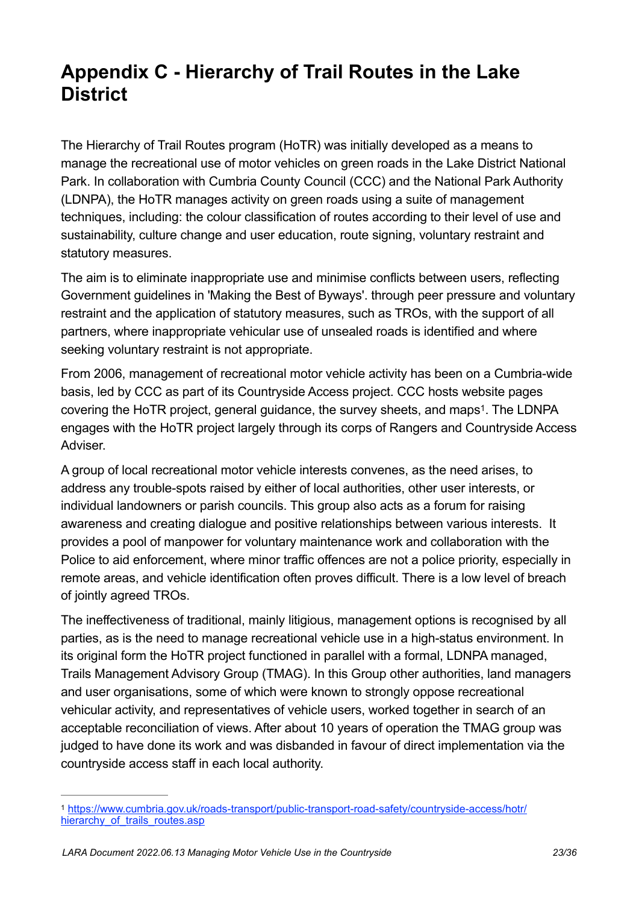# Appendix C - Hierarchy of Trail Routes in the Lake District

The Hierarchy of Trail Routes program (HoTR) was initially developed as a means to manage the recreational use of motor vehicles on green roads in the Lake District National Park. In collaboration with Cumbria County Council (CCC) and the National Park Authority (LDNPA), the HoTR manages activity on green roads using a suite of management techniques, including: the colour classification of routes according to their level of use and sustainability, culture change and user education, route signing, voluntary restraint and statutory measures.

The aim is to eliminate inappropriate use and minimise conflicts between users, reflecting Government guidelines in 'Making the Best of Byways'. through peer pressure and voluntary restraint and the application of statutory measures, such as TROs, with the support of all partners, where inappropriate vehicular use of unsealed roads is identified and where seeking voluntary restraint is not appropriate.

From 2006, management of recreational motor vehicle activity has been on a Cumbria-wide basis, led by CCC as part of its Countryside Access project. CCC hosts website pages covering the HoTR project, general guidance, the survey sheets, and maps[1]. The LDNPA engages with the HoTR project largely through its corps of Rangers and Countryside Access Adviser.

A group of local recreational motor vehicle interests convenes, as the need arises, to address any trouble-spots raised by either of local authorities, other user interests, or individual landowners or parish councils. This group also acts as a forum for raising awareness and creating dialogue and positive relationships between various interests. It provides a pool of manpower for voluntary maintenance work and collaboration with the Police to aid enforcement, where minor traffic offences are not a police priority, especially in remote areas, and vehicle identification often proves difficult. There is a low level of breach of jointly agreed TROs.

The ineffectiveness of traditional, mainly litigious, management options is recognised by all parties, as is the need to manage recreational vehicle use in a high-status environment. In its original form the HoTR project functioned in parallel with a formal, LDNPA managed, Trails Management Advisory Group (TMAG). In this Group other authorities, land managers and user organisations, some of which were known to strongly oppose recreational vehicular activity, and representatives of vehicle users, worked together in search of an acceptable reconciliation of views. After about 10 years of operation the TMAG group was judged to have done its work and was disbanded in favour of direct implementation via the countryside access staff in each local authority.

---

[1] https://www.cumbria.gov.uk/roads-transport/public-transport-road-safety/countryside-access/hotr/hierarchy_of_trails_routes.asp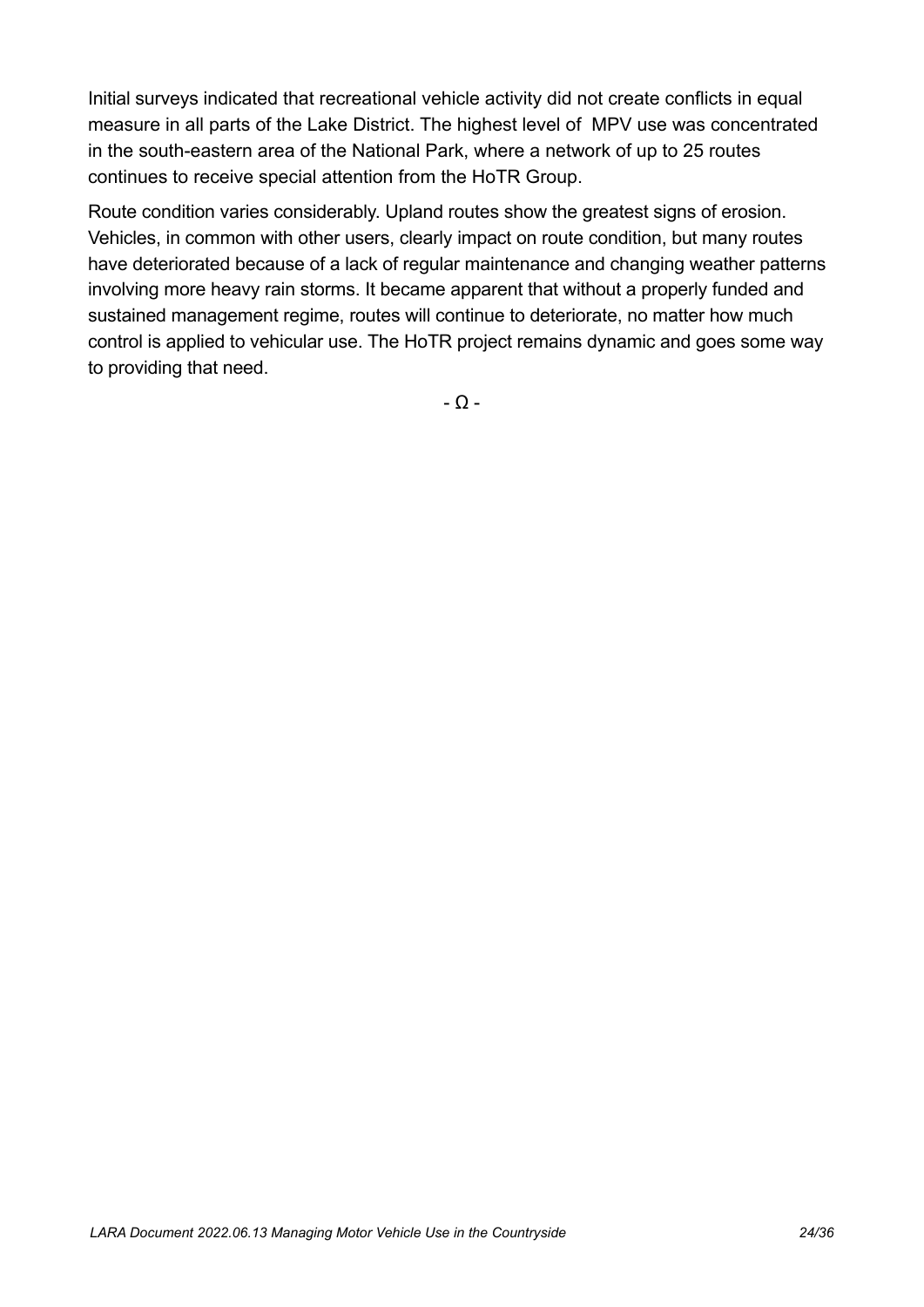Initial surveys indicated that recreational vehicle activity did not create conflicts in equal measure in all parts of the Lake District. The highest level of MPV use was concentrated in the south-eastern area of the National Park, where a network of up to 25 routes continues to receive special attention from the HoTR Group.

Route condition varies considerably. Upland routes show the greatest signs of erosion. Vehicles, in common with other users, clearly impact on route condition, but many routes have deteriorated because of a lack of regular maintenance and changing weather patterns involving more heavy rain storms. It became apparent that without a properly funded and sustained management regime, routes will continue to deteriorate, no matter how much control is applied to vehicular use. The HoTR project remains dynamic and goes some way to providing that need.

- Ω -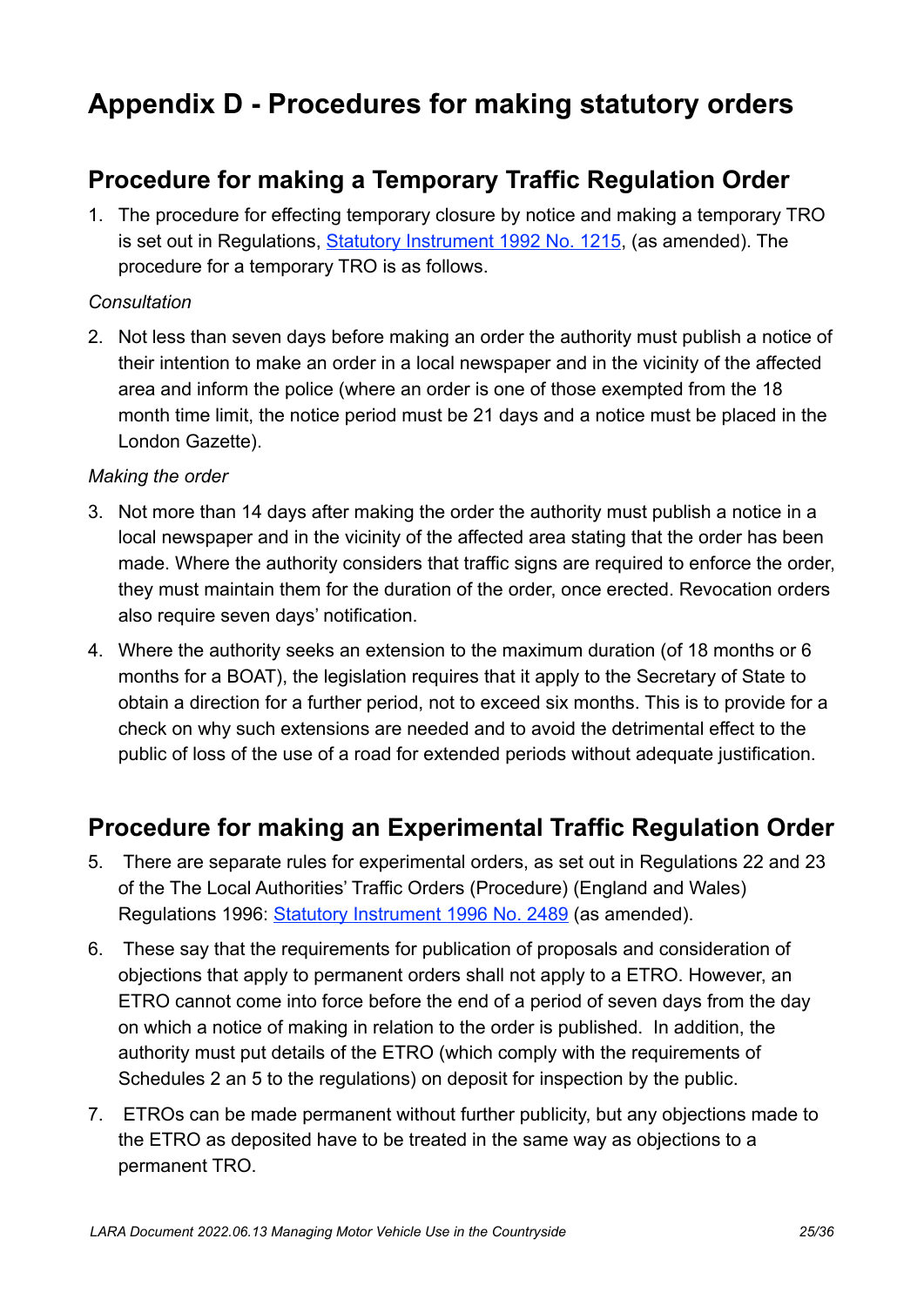# Appendix D - Procedures for making statutory orders

## Procedure for making a Temporary Traffic Regulation Order

1. The procedure for effecting temporary closure by notice and making a temporary TRO is set out in Regulations, [Statutory Instrument 1992 No. 1215](), (as amended). The procedure for a temporary TRO is as follows.

*Consultation*

2. Not less than seven days before making an order the authority must publish a notice of their intention to make an order in a local newspaper and in the vicinity of the affected area and inform the police (where an order is one of those exempted from the 18 month time limit, the notice period must be 21 days and a notice must be placed in the London Gazette).

*Making the order*

3. Not more than 14 days after making the order the authority must publish a notice in a local newspaper and in the vicinity of the affected area stating that the order has been made. Where the authority considers that traffic signs are required to enforce the order, they must maintain them for the duration of the order, once erected. Revocation orders also require seven days' notification.

4. Where the authority seeks an extension to the maximum duration (of 18 months or 6 months for a BOAT), the legislation requires that it apply to the Secretary of State to obtain a direction for a further period, not to exceed six months. This is to provide for a check on why such extensions are needed and to avoid the detrimental effect to the public of loss of the use of a road for extended periods without adequate justification.

## Procedure for making an Experimental Traffic Regulation Order

5. There are separate rules for experimental orders, as set out in Regulations 22 and 23 of the The Local Authorities' Traffic Orders (Procedure) (England and Wales) Regulations 1996: [Statutory Instrument 1996 No. 2489]() (as amended).

6. These say that the requirements for publication of proposals and consideration of objections that apply to permanent orders shall not apply to a ETRO. However, an ETRO cannot come into force before the end of a period of seven days from the day on which a notice of making in relation to the order is published. In addition, the authority must put details of the ETRO (which comply with the requirements of Schedules 2 an 5 to the regulations) on deposit for inspection by the public.

7. ETROs can be made permanent without further publicity, but any objections made to the ETRO as deposited have to be treated in the same way as objections to a permanent TRO.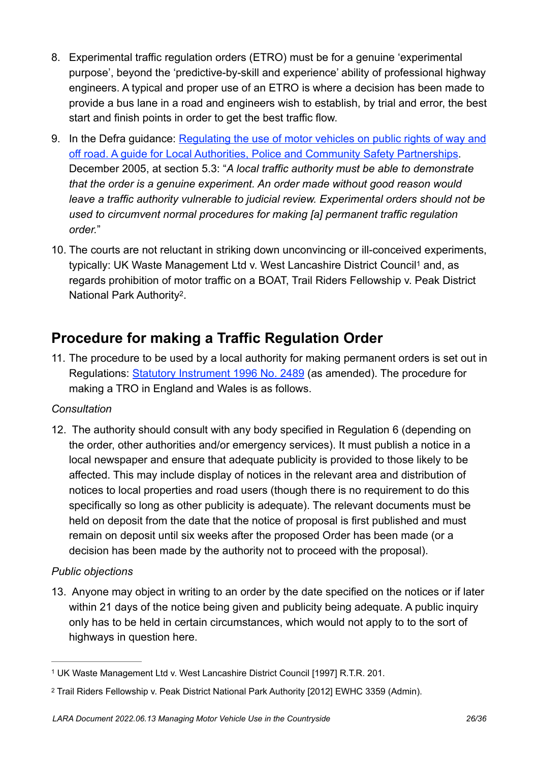8. Experimental traffic regulation orders (ETRO) must be for a genuine 'experimental purpose', beyond the 'predictive-by-skill and experience' ability of professional highway engineers. A typical and proper use of an ETRO is where a decision has been made to provide a bus lane in a road and engineers wish to establish, by trial and error, the best start and finish points in order to get the best traffic flow.

9. In the Defra guidance: [Regulating the use of motor vehicles on public rights of way and off road. A guide for Local Authorities, Police and Community Safety Partnerships]. December 2005, at section 5.3: "*A local traffic authority must be able to demonstrate that the order is a genuine experiment. An order made without good reason would leave a traffic authority vulnerable to judicial review. Experimental orders should not be used to circumvent normal procedures for making [a] permanent traffic regulation order.*"

10. The courts are not reluctant in striking down unconvincing or ill-conceived experiments, typically: UK Waste Management Ltd v. West Lancashire District Council[1] and, as regards prohibition of motor traffic on a BOAT, Trail Riders Fellowship v. Peak District National Park Authority[2].

## Procedure for making a Traffic Regulation Order

11. The procedure to be used by a local authority for making permanent orders is set out in Regulations: [Statutory Instrument 1996 No. 2489] (as amended). The procedure for making a TRO in England and Wales is as follows.

*Consultation*

12. The authority should consult with any body specified in Regulation 6 (depending on the order, other authorities and/or emergency services). It must publish a notice in a local newspaper and ensure that adequate publicity is provided to those likely to be affected. This may include display of notices in the relevant area and distribution of notices to local properties and road users (though there is no requirement to do this specifically so long as other publicity is adequate). The relevant documents must be held on deposit from the date that the notice of proposal is first published and must remain on deposit until six weeks after the proposed Order has been made (or a decision has been made by the authority not to proceed with the proposal).

*Public objections*

13. Anyone may object in writing to an order by the date specified on the notices or if later within 21 days of the notice being given and publicity being adequate. A public inquiry only has to be held in certain circumstances, which would not apply to to the sort of highways in question here.

---

[1] UK Waste Management Ltd v. West Lancashire District Council [1997] R.T.R. 201.

[2] Trail Riders Fellowship v. Peak District National Park Authority [2012] EWHC 3359 (Admin).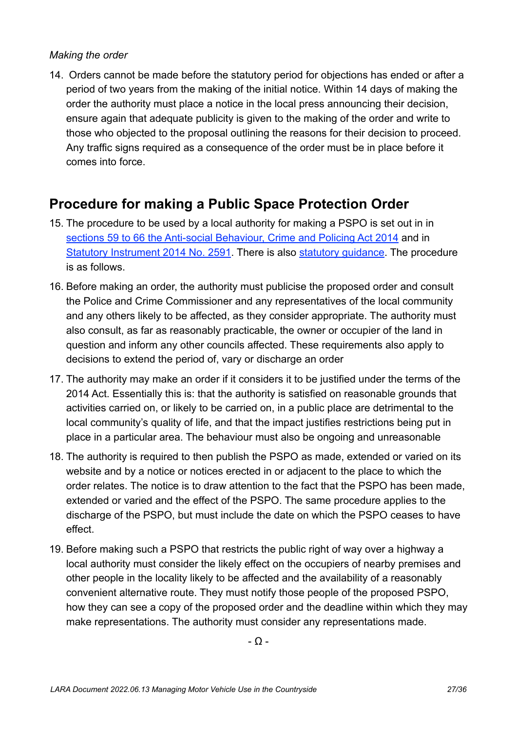*Making the order*

14. Orders cannot be made before the statutory period for objections has ended or after a period of two years from the making of the initial notice. Within 14 days of making the order the authority must place a notice in the local press announcing their decision, ensure again that adequate publicity is given to the making of the order and write to those who objected to the proposal outlining the reasons for their decision to proceed. Any traffic signs required as a consequence of the order must be in place before it comes into force.

## Procedure for making a Public Space Protection Order

15. The procedure to be used by a local authority for making a PSPO is set out in in sections 59 to 66 the Anti-social Behaviour, Crime and Policing Act 2014 and in Statutory Instrument 2014 No. 2591. There is also statutory guidance. The procedure is as follows.

16. Before making an order, the authority must publicise the proposed order and consult the Police and Crime Commissioner and any representatives of the local community and any others likely to be affected, as they consider appropriate. The authority must also consult, as far as reasonably practicable, the owner or occupier of the land in question and inform any other councils affected. These requirements also apply to decisions to extend the period of, vary or discharge an order

17. The authority may make an order if it considers it to be justified under the terms of the 2014 Act. Essentially this is: that the authority is satisfied on reasonable grounds that activities carried on, or likely to be carried on, in a public place are detrimental to the local community's quality of life, and that the impact justifies restrictions being put in place in a particular area. The behaviour must also be ongoing and unreasonable

18. The authority is required to then publish the PSPO as made, extended or varied on its website and by a notice or notices erected in or adjacent to the place to which the order relates. The notice is to draw attention to the fact that the PSPO has been made, extended or varied and the effect of the PSPO. The same procedure applies to the discharge of the PSPO, but must include the date on which the PSPO ceases to have effect.

19. Before making such a PSPO that restricts the public right of way over a highway a local authority must consider the likely effect on the occupiers of nearby premises and other people in the locality likely to be affected and the availability of a reasonably convenient alternative route. They must notify those people of the proposed PSPO, how they can see a copy of the proposed order and the deadline within which they may make representations. The authority must consider any representations made.

- Ω -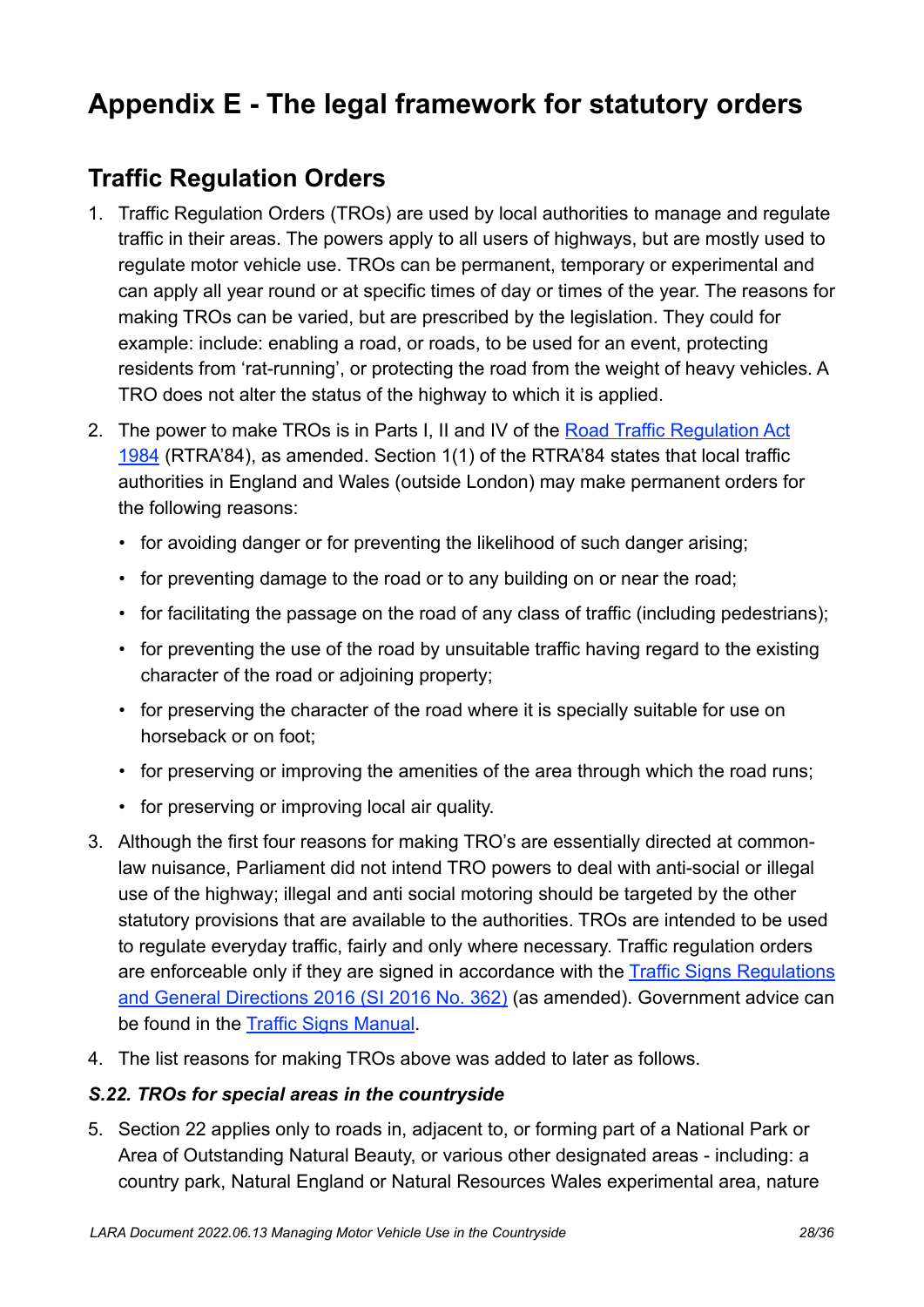# Appendix E - The legal framework for statutory orders

## Traffic Regulation Orders

1. Traffic Regulation Orders (TROs) are used by local authorities to manage and regulate traffic in their areas. The powers apply to all users of highways, but are mostly used to regulate motor vehicle use. TROs can be permanent, temporary or experimental and can apply all year round or at specific times of day or times of the year. The reasons for making TROs can be varied, but are prescribed by the legislation. They could for example: include: enabling a road, or roads, to be used for an event, protecting residents from 'rat-running', or protecting the road from the weight of heavy vehicles. A TRO does not alter the status of the highway to which it is applied.

2. The power to make TROs is in Parts I, II and IV of the [Road Traffic Regulation Act 1984](https://www.legislation.gov.uk/ukpga/1984/27) (RTRA'84), as amended. Section 1(1) of the RTRA'84 states that local traffic authorities in England and Wales (outside London) may make permanent orders for the following reasons:
   - for avoiding danger or for preventing the likelihood of such danger arising;
   - for preventing damage to the road or to any building on or near the road;
   - for facilitating the passage on the road of any class of traffic (including pedestrians);
   - for preventing the use of the road by unsuitable traffic having regard to the existing character of the road or adjoining property;
   - for preserving the character of the road where it is specially suitable for use on horseback or on foot;
   - for preserving or improving the amenities of the area through which the road runs;
   - for preserving or improving local air quality.

3. Although the first four reasons for making TRO's are essentially directed at common-law nuisance, Parliament did not intend TRO powers to deal with anti-social or illegal use of the highway; illegal and anti social motoring should be targeted by the other statutory provisions that are available to the authorities. TROs are intended to be used to regulate everyday traffic, fairly and only where necessary. Traffic regulation orders are enforceable only if they are signed in accordance with the Traffic Signs Regulations and General Directions 2016 (SI 2016 No. 362) (as amended). Government advice can be found in the Traffic Signs Manual.

4. The list reasons for making TROs above was added to later as follows.

### *S.22. TROs for special areas in the countryside*

5. Section 22 applies only to roads in, adjacent to, or forming part of a National Park or Area of Outstanding Natural Beauty, or various other designated areas - including: a country park, Natural England or Natural Resources Wales experimental area, nature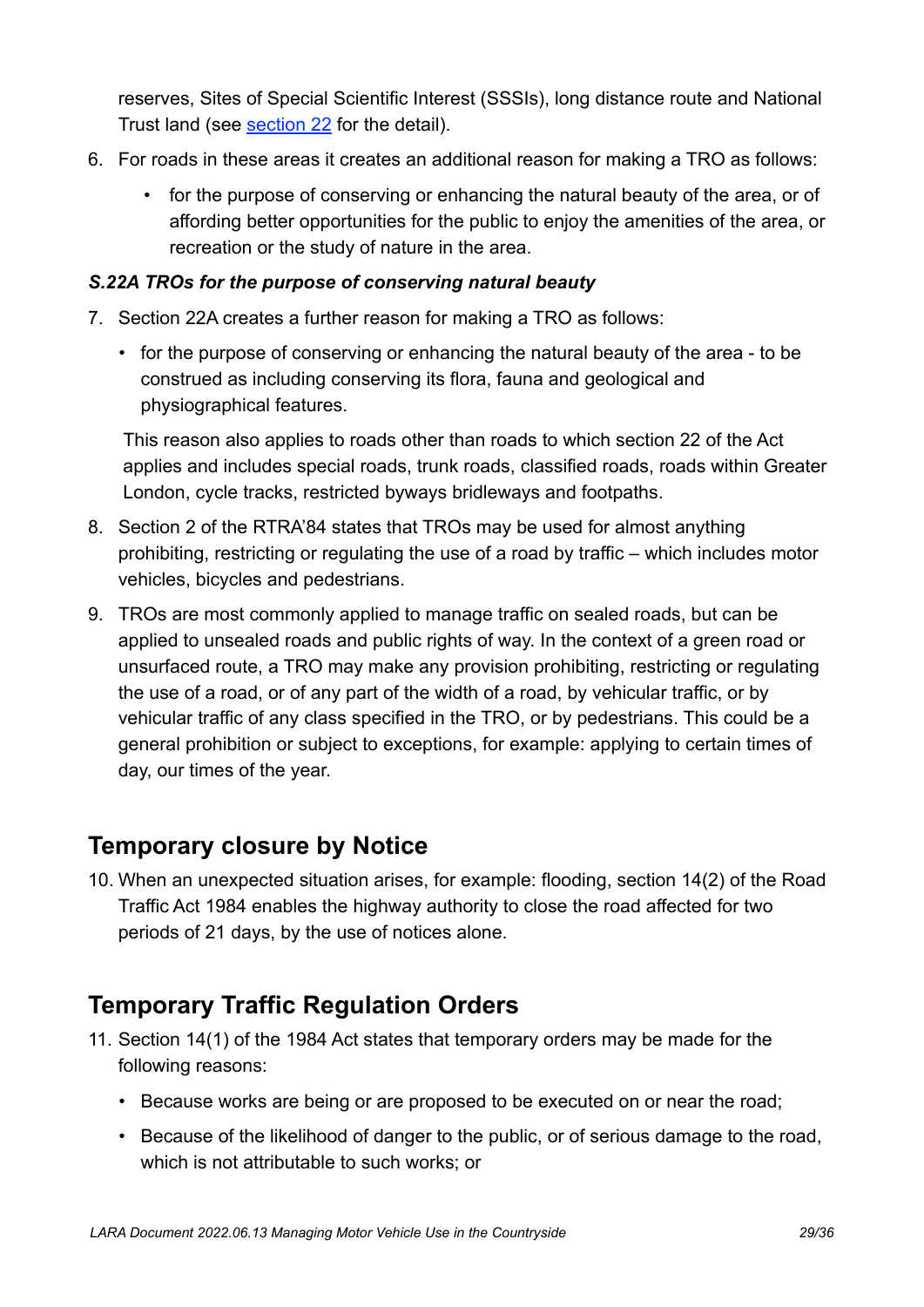reserves, Sites of Special Scientific Interest (SSSIs), long distance route and National Trust land (see [section 22](#) for the detail).

6. For roads in these areas it creates an additional reason for making a TRO as follows:
   - for the purpose of conserving or enhancing the natural beauty of the area, or of affording better opportunities for the public to enjoy the amenities of the area, or recreation or the study of nature in the area.

***S.22A TROs for the purpose of conserving natural beauty***

7. Section 22A creates a further reason for making a TRO as follows:
   - for the purpose of conserving or enhancing the natural beauty of the area - to be construed as including conserving its flora, fauna and geological and physiographical features.

   This reason also applies to roads other than roads to which section 22 of the Act applies and includes special roads, trunk roads, classified roads, roads within Greater London, cycle tracks, restricted byways bridleways and footpaths.

8. Section 2 of the RTRA'84 states that TROs may be used for almost anything prohibiting, restricting or regulating the use of a road by traffic – which includes motor vehicles, bicycles and pedestrians.
9. TROs are most commonly applied to manage traffic on sealed roads, but can be applied to unsealed roads and public rights of way. In the context of a green road or unsurfaced route, a TRO may make any provision prohibiting, restricting or regulating the use of a road, or of any part of the width of a road, by vehicular traffic, or by vehicular traffic of any class specified in the TRO, or by pedestrians. This could be a general prohibition or subject to exceptions, for example: applying to certain times of day, our times of the year.

## Temporary closure by Notice

10. When an unexpected situation arises, for example: flooding, section 14(2) of the Road Traffic Act 1984 enables the highway authority to close the road affected for two periods of 21 days, by the use of notices alone.

## Temporary Traffic Regulation Orders

11. Section 14(1) of the 1984 Act states that temporary orders may be made for the following reasons:
    - Because works are being or are proposed to be executed on or near the road;
    - Because of the likelihood of danger to the public, or of serious damage to the road, which is not attributable to such works; or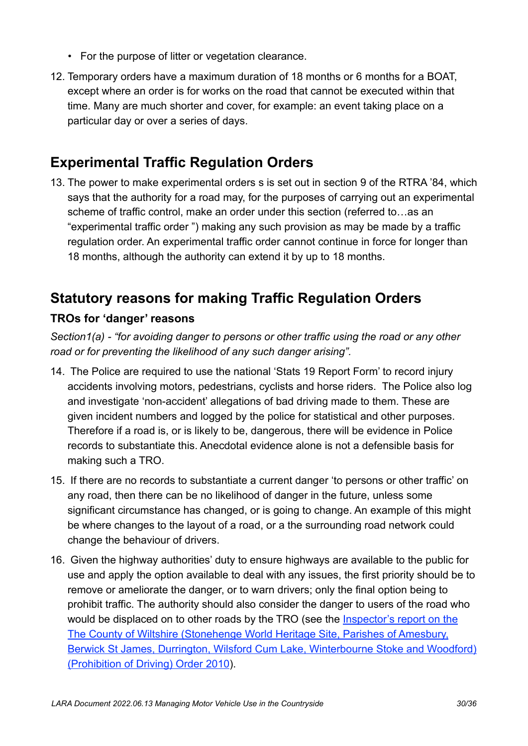- For the purpose of litter or vegetation clearance.

12. Temporary orders have a maximum duration of 18 months or 6 months for a BOAT, except where an order is for works on the road that cannot be executed within that time. Many are much shorter and cover, for example: an event taking place on a particular day or over a series of days.

## Experimental Traffic Regulation Orders

13. The power to make experimental orders s is set out in section 9 of the RTRA '84, which says that the authority for a road may, for the purposes of carrying out an experimental scheme of traffic control, make an order under this section (referred to…as an "experimental traffic order ") making any such provision as may be made by a traffic regulation order. An experimental traffic order cannot continue in force for longer than 18 months, although the authority can extend it by up to 18 months.

## Statutory reasons for making Traffic Regulation Orders

### TROs for 'danger' reasons

*Section1(a) - "for avoiding danger to persons or other traffic using the road or any other road or for preventing the likelihood of any such danger arising".*

14. The Police are required to use the national 'Stats 19 Report Form' to record injury accidents involving motors, pedestrians, cyclists and horse riders. The Police also log and investigate 'non-accident' allegations of bad driving made to them. These are given incident numbers and logged by the police for statistical and other purposes. Therefore if a road is, or is likely to be, dangerous, there will be evidence in Police records to substantiate this. Anecdotal evidence alone is not a defensible basis for making such a TRO.

15. If there are no records to substantiate a current danger 'to persons or other traffic' on any road, then there can be no likelihood of danger in the future, unless some significant circumstance has changed, or is going to change. An example of this might be where changes to the layout of a road, or a the surrounding road network could change the behaviour of drivers.

16. Given the highway authorities' duty to ensure highways are available to the public for use and apply the option available to deal with any issues, the first priority should be to remove or ameliorate the danger, or to warn drivers; only the final option being to prohibit traffic. The authority should also consider the danger to users of the road who would be displaced on to other roads by the TRO (see the Inspector's report on the The County of Wiltshire (Stonehenge World Heritage Site, Parishes of Amesbury, Berwick St James, Durrington, Wilsford Cum Lake, Winterbourne Stoke and Woodford) (Prohibition of Driving) Order 2010).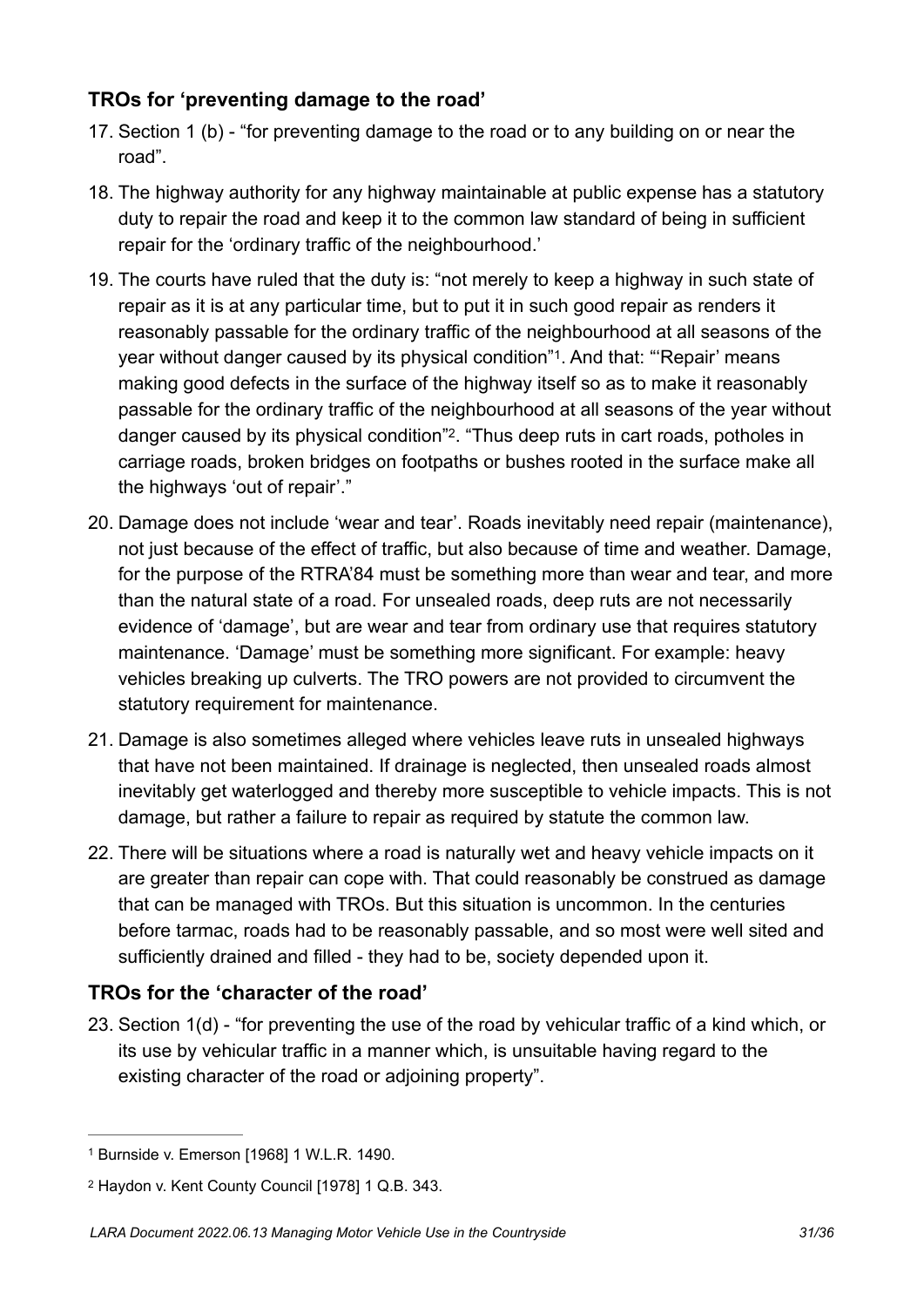### TROs for 'preventing damage to the road'

17. Section 1 (b) - "for preventing damage to the road or to any building on or near the road".

18. The highway authority for any highway maintainable at public expense has a statutory duty to repair the road and keep it to the common law standard of being in sufficient repair for the 'ordinary traffic of the neighbourhood.'

19. The courts have ruled that the duty is: "not merely to keep a highway in such state of repair as it is at any particular time, but to put it in such good repair as renders it reasonably passable for the ordinary traffic of the neighbourhood at all seasons of the year without danger caused by its physical condition"[1]. And that: "'Repair' means making good defects in the surface of the highway itself so as to make it reasonably passable for the ordinary traffic of the neighbourhood at all seasons of the year without danger caused by its physical condition"[2]. "Thus deep ruts in cart roads, potholes in carriage roads, broken bridges on footpaths or bushes rooted in the surface make all the highways 'out of repair'."

20. Damage does not include 'wear and tear'. Roads inevitably need repair (maintenance), not just because of the effect of traffic, but also because of time and weather. Damage, for the purpose of the RTRA'84 must be something more than wear and tear, and more than the natural state of a road. For unsealed roads, deep ruts are not necessarily evidence of 'damage', but are wear and tear from ordinary use that requires statutory maintenance. 'Damage' must be something more significant. For example: heavy vehicles breaking up culverts. The TRO powers are not provided to circumvent the statutory requirement for maintenance.

21. Damage is also sometimes alleged where vehicles leave ruts in unsealed highways that have not been maintained. If drainage is neglected, then unsealed roads almost inevitably get waterlogged and thereby more susceptible to vehicle impacts. This is not damage, but rather a failure to repair as required by statute the common law.

22. There will be situations where a road is naturally wet and heavy vehicle impacts on it are greater than repair can cope with. That could reasonably be construed as damage that can be managed with TROs. But this situation is uncommon. In the centuries before tarmac, roads had to be reasonably passable, and so most were well sited and sufficiently drained and filled - they had to be, society depended upon it.

### TROs for the 'character of the road'

23. Section 1(d) - "for preventing the use of the road by vehicular traffic of a kind which, or its use by vehicular traffic in a manner which, is unsuitable having regard to the existing character of the road or adjoining property".

---

[1] Burnside v. Emerson [1968] 1 W.L.R. 1490.

[2] Haydon v. Kent County Council [1978] 1 Q.B. 343.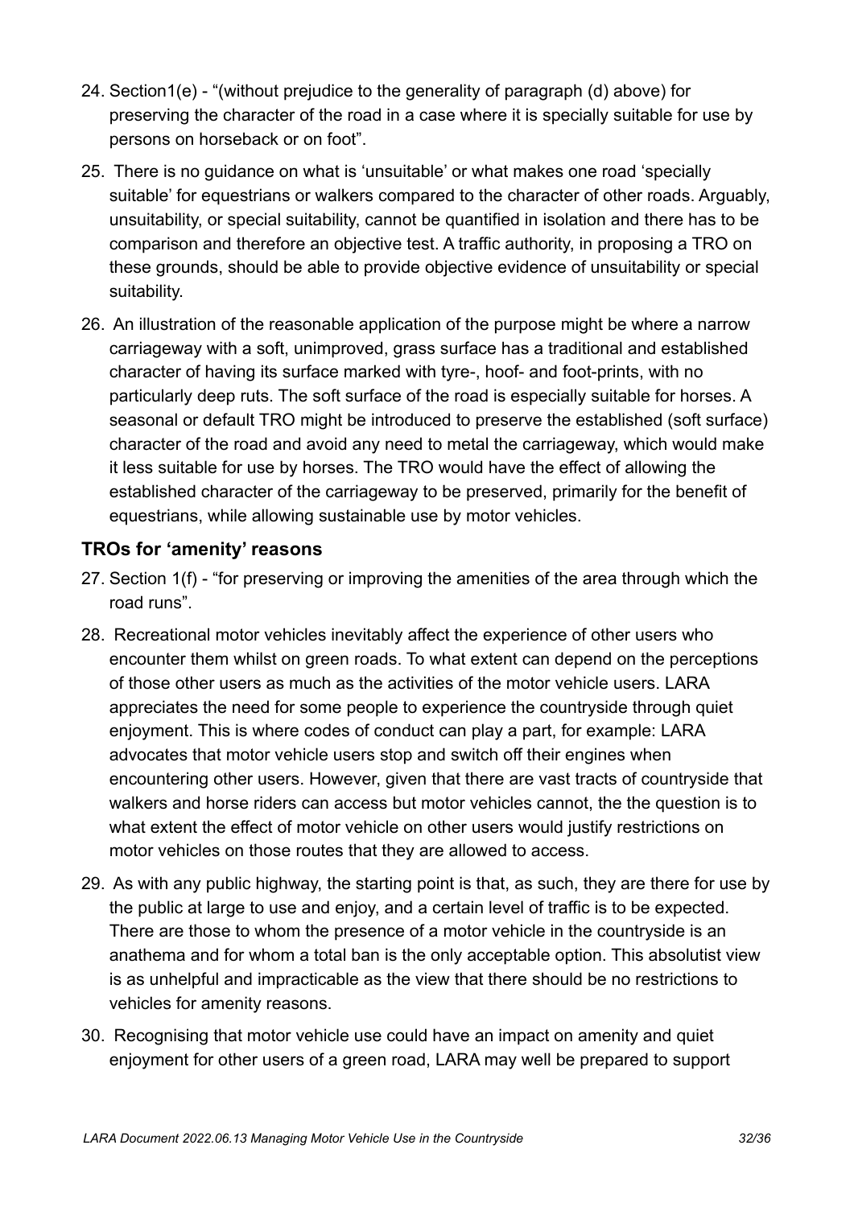24. Section1(e) - "(without prejudice to the generality of paragraph (d) above) for preserving the character of the road in a case where it is specially suitable for use by persons on horseback or on foot".

25. There is no guidance on what is 'unsuitable' or what makes one road 'specially suitable' for equestrians or walkers compared to the character of other roads. Arguably, unsuitability, or special suitability, cannot be quantified in isolation and there has to be comparison and therefore an objective test. A traffic authority, in proposing a TRO on these grounds, should be able to provide objective evidence of unsuitability or special suitability.

26. An illustration of the reasonable application of the purpose might be where a narrow carriageway with a soft, unimproved, grass surface has a traditional and established character of having its surface marked with tyre-, hoof- and foot-prints, with no particularly deep ruts. The soft surface of the road is especially suitable for horses. A seasonal or default TRO might be introduced to preserve the established (soft surface) character of the road and avoid any need to metal the carriageway, which would make it less suitable for use by horses. The TRO would have the effect of allowing the established character of the carriageway to be preserved, primarily for the benefit of equestrians, while allowing sustainable use by motor vehicles.

### TROs for 'amenity' reasons

27. Section 1(f) - "for preserving or improving the amenities of the area through which the road runs".

28. Recreational motor vehicles inevitably affect the experience of other users who encounter them whilst on green roads. To what extent can depend on the perceptions of those other users as much as the activities of the motor vehicle users. LARA appreciates the need for some people to experience the countryside through quiet enjoyment. This is where codes of conduct can play a part, for example: LARA advocates that motor vehicle users stop and switch off their engines when encountering other users. However, given that there are vast tracts of countryside that walkers and horse riders can access but motor vehicles cannot, the the question is to what extent the effect of motor vehicle on other users would justify restrictions on motor vehicles on those routes that they are allowed to access.

29. As with any public highway, the starting point is that, as such, they are there for use by the public at large to use and enjoy, and a certain level of traffic is to be expected. There are those to whom the presence of a motor vehicle in the countryside is an anathema and for whom a total ban is the only acceptable option. This absolutist view is as unhelpful and impracticable as the view that there should be no restrictions to vehicles for amenity reasons.

30. Recognising that motor vehicle use could have an impact on amenity and quiet enjoyment for other users of a green road, LARA may well be prepared to support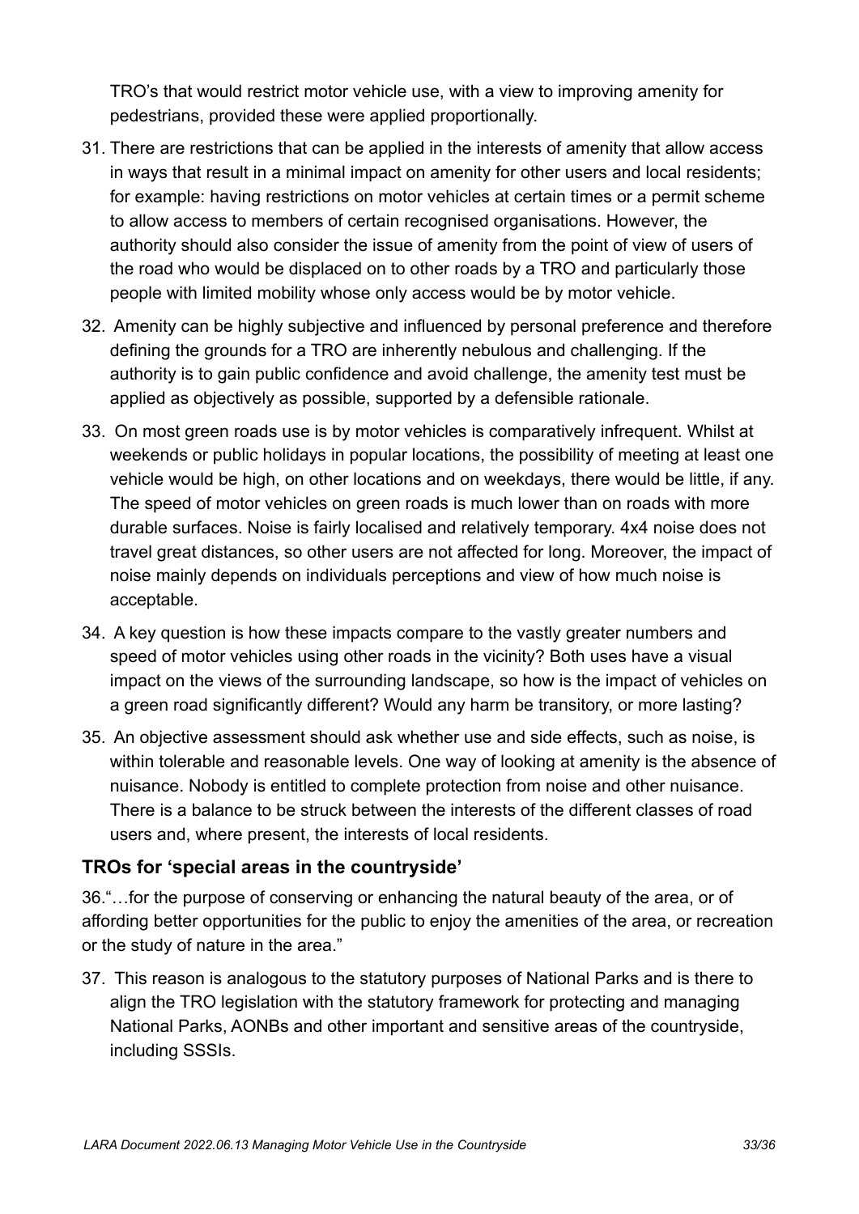TRO's that would restrict motor vehicle use, with a view to improving amenity for pedestrians, provided these were applied proportionally.

31. There are restrictions that can be applied in the interests of amenity that allow access in ways that result in a minimal impact on amenity for other users and local residents; for example: having restrictions on motor vehicles at certain times or a permit scheme to allow access to members of certain recognised organisations. However, the authority should also consider the issue of amenity from the point of view of users of the road who would be displaced on to other roads by a TRO and particularly those people with limited mobility whose only access would be by motor vehicle.

32. Amenity can be highly subjective and influenced by personal preference and therefore defining the grounds for a TRO are inherently nebulous and challenging. If the authority is to gain public confidence and avoid challenge, the amenity test must be applied as objectively as possible, supported by a defensible rationale.

33. On most green roads use is by motor vehicles is comparatively infrequent. Whilst at weekends or public holidays in popular locations, the possibility of meeting at least one vehicle would be high, on other locations and on weekdays, there would be little, if any. The speed of motor vehicles on green roads is much lower than on roads with more durable surfaces. Noise is fairly localised and relatively temporary. 4x4 noise does not travel great distances, so other users are not affected for long. Moreover, the impact of noise mainly depends on individuals perceptions and view of how much noise is acceptable.

34. A key question is how these impacts compare to the vastly greater numbers and speed of motor vehicles using other roads in the vicinity? Both uses have a visual impact on the views of the surrounding landscape, so how is the impact of vehicles on a green road significantly different? Would any harm be transitory, or more lasting?

35. An objective assessment should ask whether use and side effects, such as noise, is within tolerable and reasonable levels. One way of looking at amenity is the absence of nuisance. Nobody is entitled to complete protection from noise and other nuisance. There is a balance to be struck between the interests of the different classes of road users and, where present, the interests of local residents.

### TROs for 'special areas in the countryside'

36."…for the purpose of conserving or enhancing the natural beauty of the area, or of affording better opportunities for the public to enjoy the amenities of the area, or recreation or the study of nature in the area."

37. This reason is analogous to the statutory purposes of National Parks and is there to align the TRO legislation with the statutory framework for protecting and managing National Parks, AONBs and other important and sensitive areas of the countryside, including SSSIs.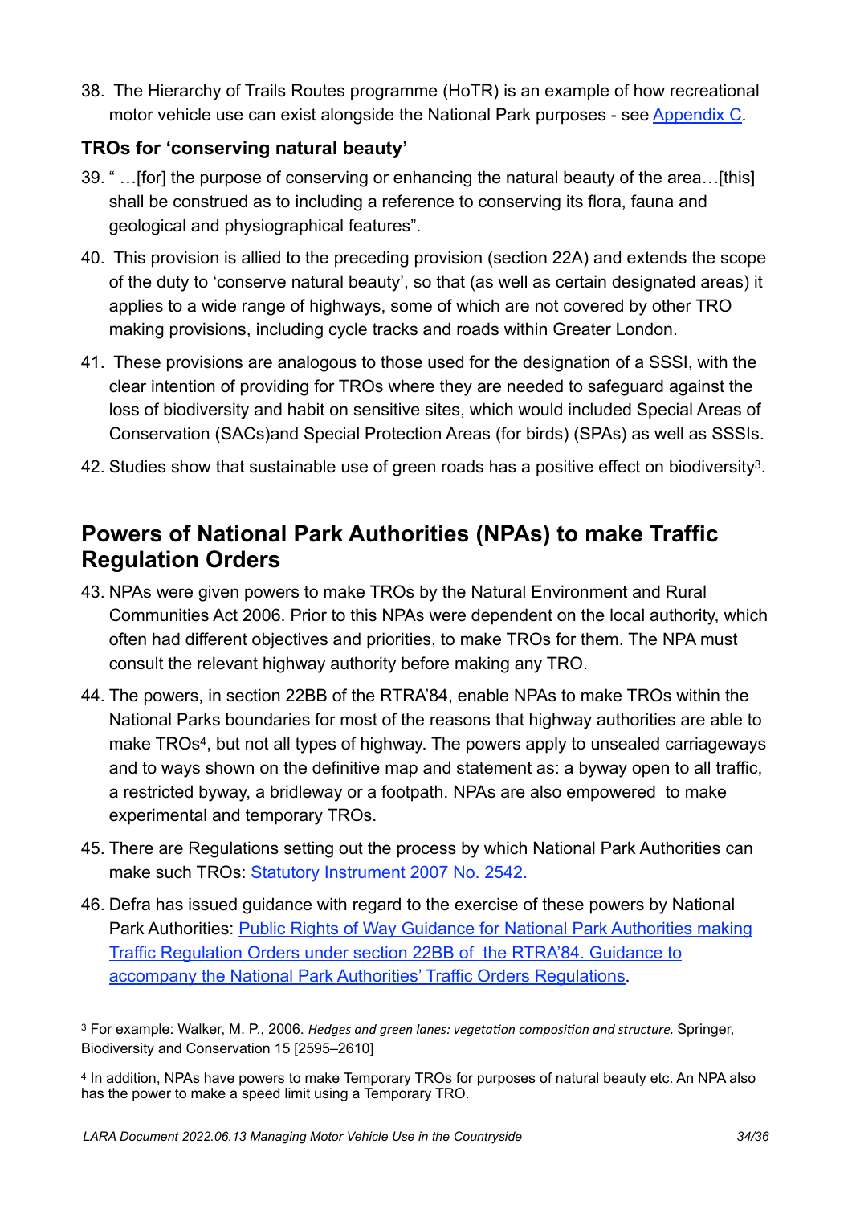38. The Hierarchy of Trails Routes programme (HoTR) is an example of how recreational motor vehicle use can exist alongside the National Park purposes - see [Appendix C](#).

### TROs for 'conserving natural beauty'

39. " …[for] the purpose of conserving or enhancing the natural beauty of the area…[this] shall be construed as to including a reference to conserving its flora, fauna and geological and physiographical features".

40. This provision is allied to the preceding provision (section 22A) and extends the scope of the duty to 'conserve natural beauty', so that (as well as certain designated areas) it applies to a wide range of highways, some of which are not covered by other TRO making provisions, including cycle tracks and roads within Greater London.

41. These provisions are analogous to those used for the designation of a SSSI, with the clear intention of providing for TROs where they are needed to safeguard against the loss of biodiversity and habit on sensitive sites, which would included Special Areas of Conservation (SACs)and Special Protection Areas (for birds) (SPAs) as well as SSSIs.

42. Studies show that sustainable use of green roads has a positive effect on biodiversity[3].

## Powers of National Park Authorities (NPAs) to make Traffic Regulation Orders

43. NPAs were given powers to make TROs by the Natural Environment and Rural Communities Act 2006. Prior to this NPAs were dependent on the local authority, which often had different objectives and priorities, to make TROs for them. The NPA must consult the relevant highway authority before making any TRO.

44. The powers, in section 22BB of the RTRA'84, enable NPAs to make TROs within the National Parks boundaries for most of the reasons that highway authorities are able to make TROs[4], but not all types of highway. The powers apply to unsealed carriageways and to ways shown on the definitive map and statement as: a byway open to all traffic, a restricted byway, a bridleway or a footpath. NPAs are also empowered to make experimental and temporary TROs.

45. There are Regulations setting out the process by which National Park Authorities can make such TROs: [Statutory Instrument 2007 No. 2542.](#)

46. Defra has issued guidance with regard to the exercise of these powers by National Park Authorities: [Public Rights of Way Guidance for National Park Authorities making Traffic Regulation Orders under section 22BB of the RTRA'84. Guidance to accompany the National Park Authorities' Traffic Orders Regulations](#).

---

[3] For example: Walker, M. P., 2006. *Hedges and green lanes: vegetation composition and structure.* Springer, Biodiversity and Conservation 15 [2595–2610]

[4] In addition, NPAs have powers to make Temporary TROs for purposes of natural beauty etc. An NPA also has the power to make a speed limit using a Temporary TRO.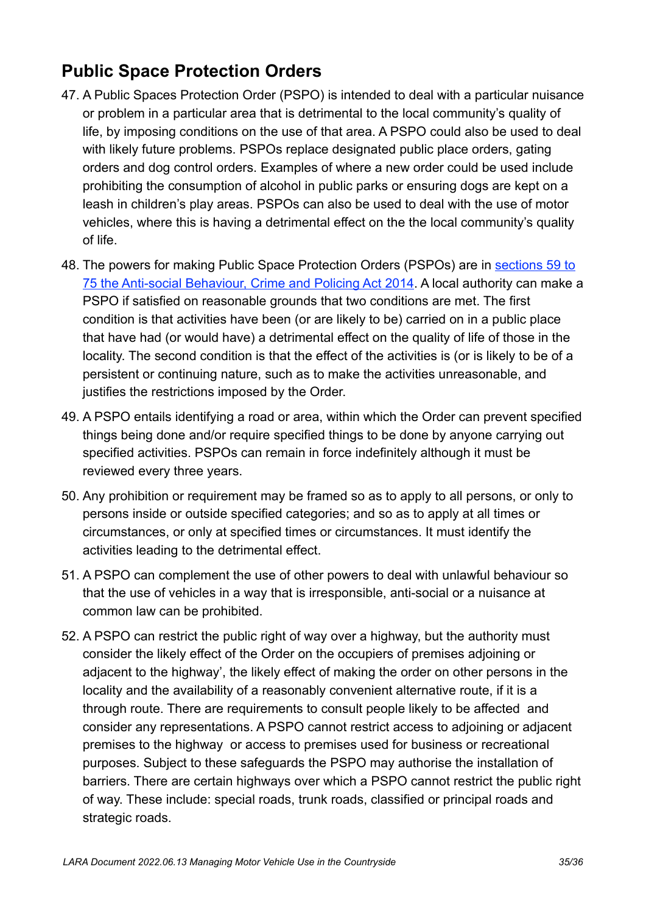## Public Space Protection Orders

47. A Public Spaces Protection Order (PSPO) is intended to deal with a particular nuisance or problem in a particular area that is detrimental to the local community's quality of life, by imposing conditions on the use of that area. A PSPO could also be used to deal with likely future problems. PSPOs replace designated public place orders, gating orders and dog control orders. Examples of where a new order could be used include prohibiting the consumption of alcohol in public parks or ensuring dogs are kept on a leash in children's play areas. PSPOs can also be used to deal with the use of motor vehicles, where this is having a detrimental effect on the the local community's quality of life.

48. The powers for making Public Space Protection Orders (PSPOs) are in [sections 59 to 75 the Anti-social Behaviour, Crime and Policing Act 2014](). A local authority can make a PSPO if satisfied on reasonable grounds that two conditions are met. The first condition is that activities have been (or are likely to be) carried on in a public place that have had (or would have) a detrimental effect on the quality of life of those in the locality. The second condition is that the effect of the activities is (or is likely to be of a persistent or continuing nature, such as to make the activities unreasonable, and justifies the restrictions imposed by the Order.

49. A PSPO entails identifying a road or area, within which the Order can prevent specified things being done and/or require specified things to be done by anyone carrying out specified activities. PSPOs can remain in force indefinitely although it must be reviewed every three years.

50. Any prohibition or requirement may be framed so as to apply to all persons, or only to persons inside or outside specified categories; and so as to apply at all times or circumstances, or only at specified times or circumstances. It must identify the activities leading to the detrimental effect.

51. A PSPO can complement the use of other powers to deal with unlawful behaviour so that the use of vehicles in a way that is irresponsible, anti-social or a nuisance at common law can be prohibited.

52. A PSPO can restrict the public right of way over a highway, but the authority must consider the likely effect of the Order on the occupiers of premises adjoining or adjacent to the highway', the likely effect of making the order on other persons in the locality and the availability of a reasonably convenient alternative route, if it is a through route. There are requirements to consult people likely to be affected and consider any representations. A PSPO cannot restrict access to adjoining or adjacent premises to the highway or access to premises used for business or recreational purposes. Subject to these safeguards the PSPO may authorise the installation of barriers. There are certain highways over which a PSPO cannot restrict the public right of way. These include: special roads, trunk roads, classified or principal roads and strategic roads.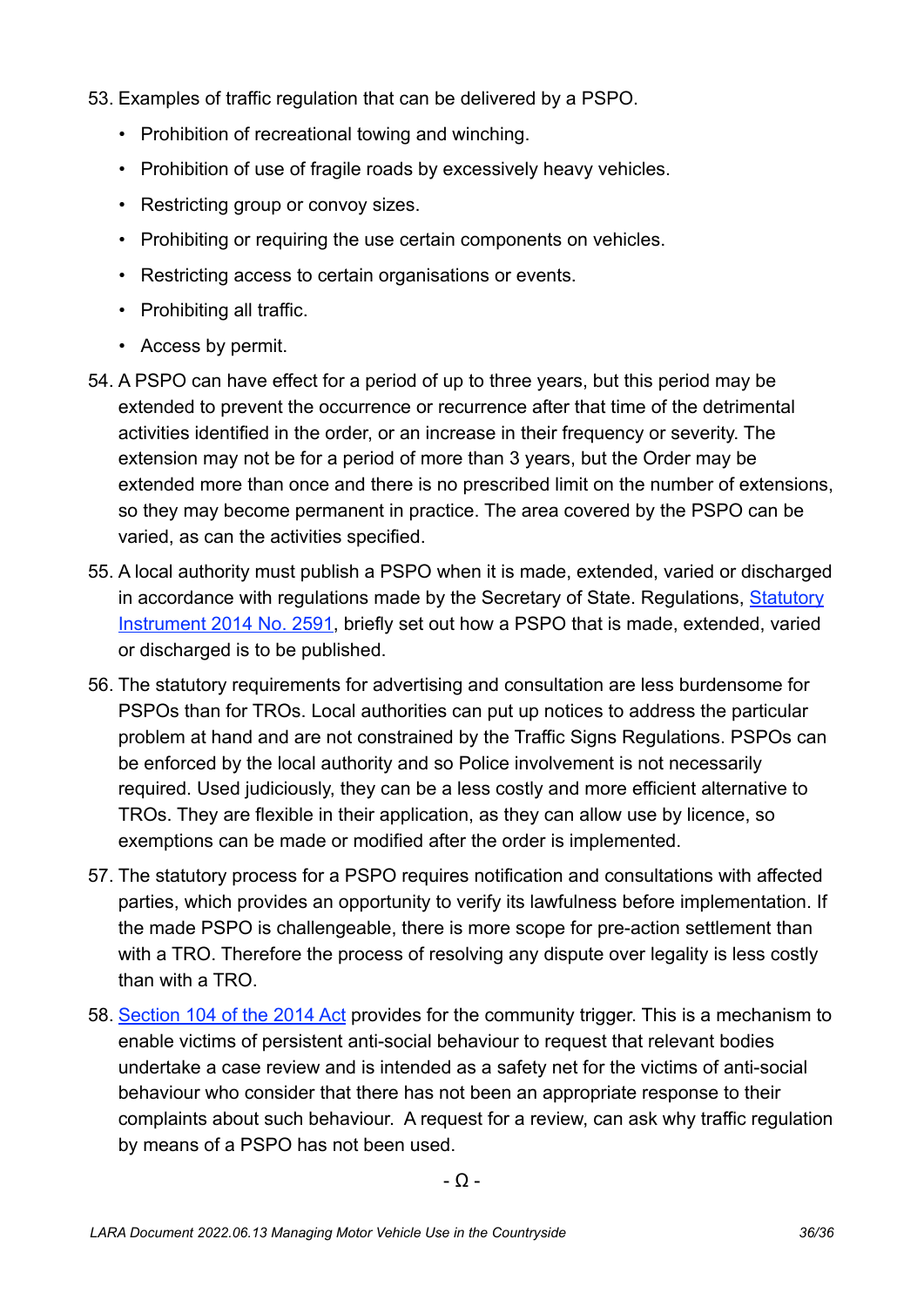53. Examples of traffic regulation that can be delivered by a PSPO.
    - Prohibition of recreational towing and winching.
    - Prohibition of use of fragile roads by excessively heavy vehicles.
    - Restricting group or convoy sizes.
    - Prohibiting or requiring the use certain components on vehicles.
    - Restricting access to certain organisations or events.
    - Prohibiting all traffic.
    - Access by permit.
54. A PSPO can have effect for a period of up to three years, but this period may be extended to prevent the occurrence or recurrence after that time of the detrimental activities identified in the order, or an increase in their frequency or severity. The extension may not be for a period of more than 3 years, but the Order may be extended more than once and there is no prescribed limit on the number of extensions, so they may become permanent in practice. The area covered by the PSPO can be varied, as can the activities specified.
55. A local authority must publish a PSPO when it is made, extended, varied or discharged in accordance with regulations made by the Secretary of State. Regulations, Statutory Instrument 2014 No. 2591, briefly set out how a PSPO that is made, extended, varied or discharged is to be published.
56. The statutory requirements for advertising and consultation are less burdensome for PSPOs than for TROs. Local authorities can put up notices to address the particular problem at hand and are not constrained by the Traffic Signs Regulations. PSPOs can be enforced by the local authority and so Police involvement is not necessarily required. Used judiciously, they can be a less costly and more efficient alternative to TROs. They are flexible in their application, as they can allow use by licence, so exemptions can be made or modified after the order is implemented.
57. The statutory process for a PSPO requires notification and consultations with affected parties, which provides an opportunity to verify its lawfulness before implementation. If the made PSPO is challengeable, there is more scope for pre-action settlement than with a TRO. Therefore the process of resolving any dispute over legality is less costly than with a TRO.
58. Section 104 of the 2014 Act provides for the community trigger. This is a mechanism to enable victims of persistent anti-social behaviour to request that relevant bodies undertake a case review and is intended as a safety net for the victims of anti-social behaviour who consider that there has not been an appropriate response to their complaints about such behaviour. A request for a review, can ask why traffic regulation by means of a PSPO has not been used.

- Ω -